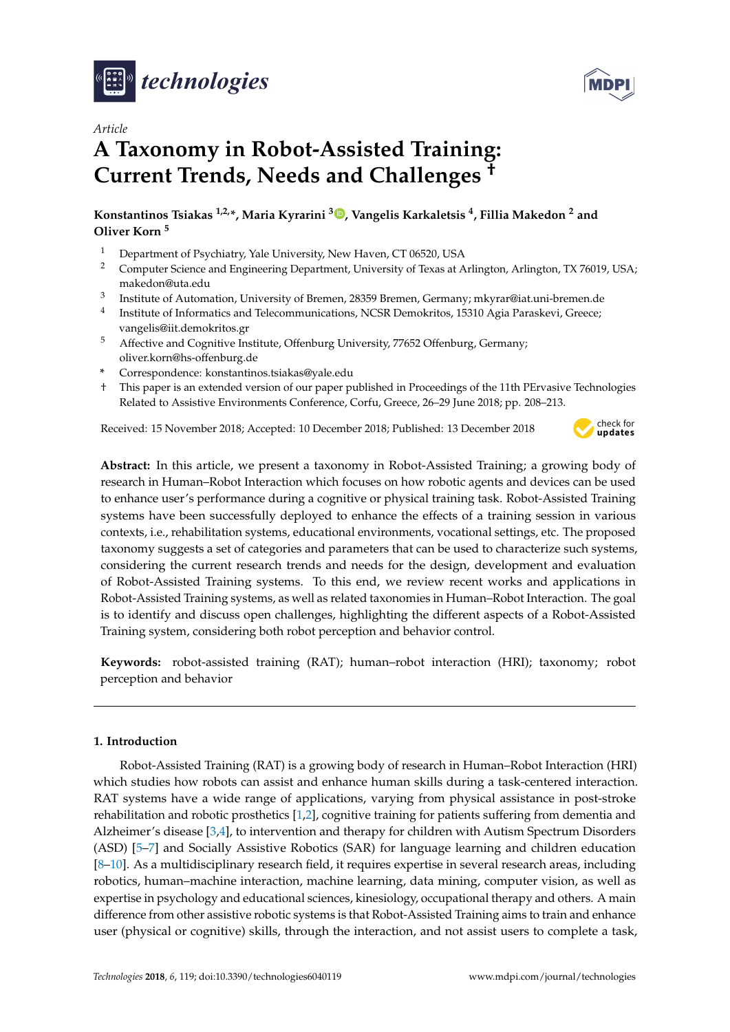*Article*

# A Taxonomy in Robot-Assisted Training: Current Trends, Needs and Challenges †

**Konstantinos Tsiakas [1,2,*], Maria Kyrarini [3], Vangelis Karkaletsis [4], Fillia Makedon [2] and Oliver Korn [5]**

1. Department of Psychiatry, Yale University, New Haven, CT 06520, USA
2. Computer Science and Engineering Department, University of Texas at Arlington, Arlington, TX 76019, USA; makedon@uta.edu
3. Institute of Automation, University of Bremen, 28359 Bremen, Germany; mkyrar@iat.uni-bremen.de
4. Institute of Informatics and Telecommunications, NCSR Demokritos, 15310 Agia Paraskevi, Greece; vangelis@iit.demokritos.gr
5. Affective and Cognitive Institute, Offenburg University, 77652 Offenburg, Germany; oliver.korn@hs-offenburg.de

\* Correspondence: konstantinos.tsiakas@yale.edu

† This paper is an extended version of our paper published in Proceedings of the 11th PErvasive Technologies Related to Assistive Environments Conference, Corfu, Greece, 26–29 June 2018; pp. 208–213.

Received: 15 November 2018; Accepted: 10 December 2018; Published: 13 December 2018

**Abstract:** In this article, we present a taxonomy in Robot-Assisted Training; a growing body of research in Human–Robot Interaction which focuses on how robotic agents and devices can be used to enhance user's performance during a cognitive or physical training task. Robot-Assisted Training systems have been successfully deployed to enhance the effects of a training session in various contexts, i.e., rehabilitation systems, educational environments, vocational settings, etc. The proposed taxonomy suggests a set of categories and parameters that can be used to characterize such systems, considering the current research trends and needs for the design, development and evaluation of Robot-Assisted Training systems. To this end, we review recent works and applications in Robot-Assisted Training systems, as well as related taxonomies in Human–Robot Interaction. The goal is to identify and discuss open challenges, highlighting the different aspects of a Robot-Assisted Training system, considering both robot perception and behavior control.

**Keywords:** robot-assisted training (RAT); human–robot interaction (HRI); taxonomy; robot perception and behavior

## 1. Introduction

Robot-Assisted Training (RAT) is a growing body of research in Human–Robot Interaction (HRI) which studies how robots can assist and enhance human skills during a task-centered interaction. RAT systems have a wide range of applications, varying from physical assistance in post-stroke rehabilitation and robotic prosthetics [1,2], cognitive training for patients suffering from dementia and Alzheimer's disease [3,4], to intervention and therapy for children with Autism Spectrum Disorders (ASD) [5–7] and Socially Assistive Robotics (SAR) for language learning and children education [8–10]. As a multidisciplinary research field, it requires expertise in several research areas, including robotics, human–machine interaction, machine learning, data mining, computer vision, as well as expertise in psychology and educational sciences, kinesiology, occupational therapy and others. A main difference from other assistive robotic systems is that Robot-Assisted Training aims to train and enhance user (physical or cognitive) skills, through the interaction, and not assist users to complete a task,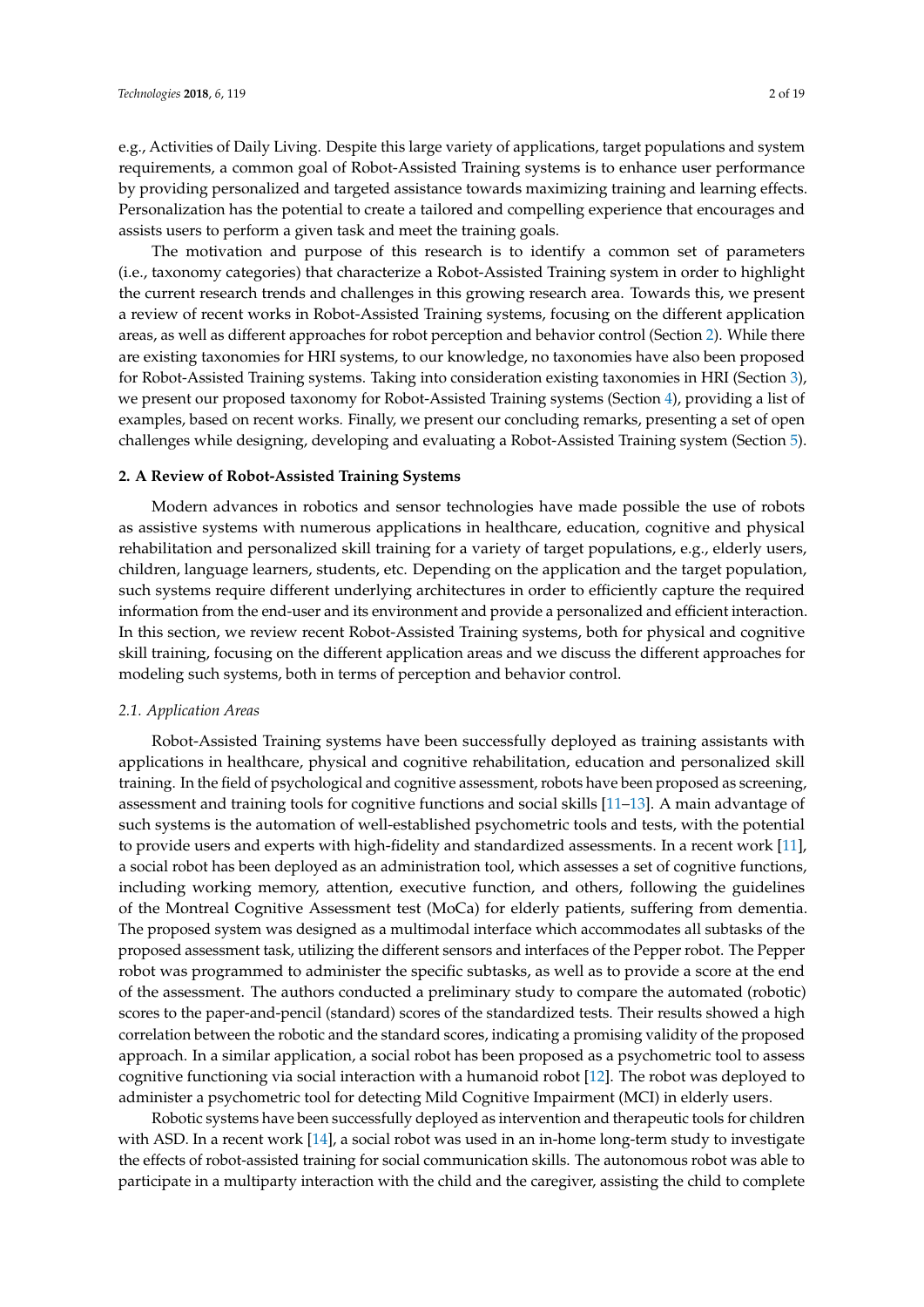e.g., Activities of Daily Living. Despite this large variety of applications, target populations and system requirements, a common goal of Robot-Assisted Training systems is to enhance user performance by providing personalized and targeted assistance towards maximizing training and learning effects. Personalization has the potential to create a tailored and compelling experience that encourages and assists users to perform a given task and meet the training goals.

The motivation and purpose of this research is to identify a common set of parameters (i.e., taxonomy categories) that characterize a Robot-Assisted Training system in order to highlight the current research trends and challenges in this growing research area. Towards this, we present a review of recent works in Robot-Assisted Training systems, focusing on the different application areas, as well as different approaches for robot perception and behavior control (Section 2). While there are existing taxonomies for HRI systems, to our knowledge, no taxonomies have also been proposed for Robot-Assisted Training systems. Taking into consideration existing taxonomies in HRI (Section 3), we present our proposed taxonomy for Robot-Assisted Training systems (Section 4), providing a list of examples, based on recent works. Finally, we present our concluding remarks, presenting a set of open challenges while designing, developing and evaluating a Robot-Assisted Training system (Section 5).

## 2. A Review of Robot-Assisted Training Systems

Modern advances in robotics and sensor technologies have made possible the use of robots as assistive systems with numerous applications in healthcare, education, cognitive and physical rehabilitation and personalized skill training for a variety of target populations, e.g., elderly users, children, language learners, students, etc. Depending on the application and the target population, such systems require different underlying architectures in order to efficiently capture the required information from the end-user and its environment and provide a personalized and efficient interaction. In this section, we review recent Robot-Assisted Training systems, both for physical and cognitive skill training, focusing on the different application areas and we discuss the different approaches for modeling such systems, both in terms of perception and behavior control.

### *2.1. Application Areas*

Robot-Assisted Training systems have been successfully deployed as training assistants with applications in healthcare, physical and cognitive rehabilitation, education and personalized skill training. In the field of psychological and cognitive assessment, robots have been proposed as screening, assessment and training tools for cognitive functions and social skills [11–13]. A main advantage of such systems is the automation of well-established psychometric tools and tests, with the potential to provide users and experts with high-fidelity and standardized assessments. In a recent work [11], a social robot has been deployed as an administration tool, which assesses a set of cognitive functions, including working memory, attention, executive function, and others, following the guidelines of the Montreal Cognitive Assessment test (MoCa) for elderly patients, suffering from dementia. The proposed system was designed as a multimodal interface which accommodates all subtasks of the proposed assessment task, utilizing the different sensors and interfaces of the Pepper robot. The Pepper robot was programmed to administer the specific subtasks, as well as to provide a score at the end of the assessment. The authors conducted a preliminary study to compare the automated (robotic) scores to the paper-and-pencil (standard) scores of the standardized tests. Their results showed a high correlation between the robotic and the standard scores, indicating a promising validity of the proposed approach. In a similar application, a social robot has been proposed as a psychometric tool to assess cognitive functioning via social interaction with a humanoid robot [12]. The robot was deployed to administer a psychometric tool for detecting Mild Cognitive Impairment (MCI) in elderly users.

Robotic systems have been successfully deployed as intervention and therapeutic tools for children with ASD. In a recent work [14], a social robot was used in an in-home long-term study to investigate the effects of robot-assisted training for social communication skills. The autonomous robot was able to participate in a multiparty interaction with the child and the caregiver, assisting the child to complete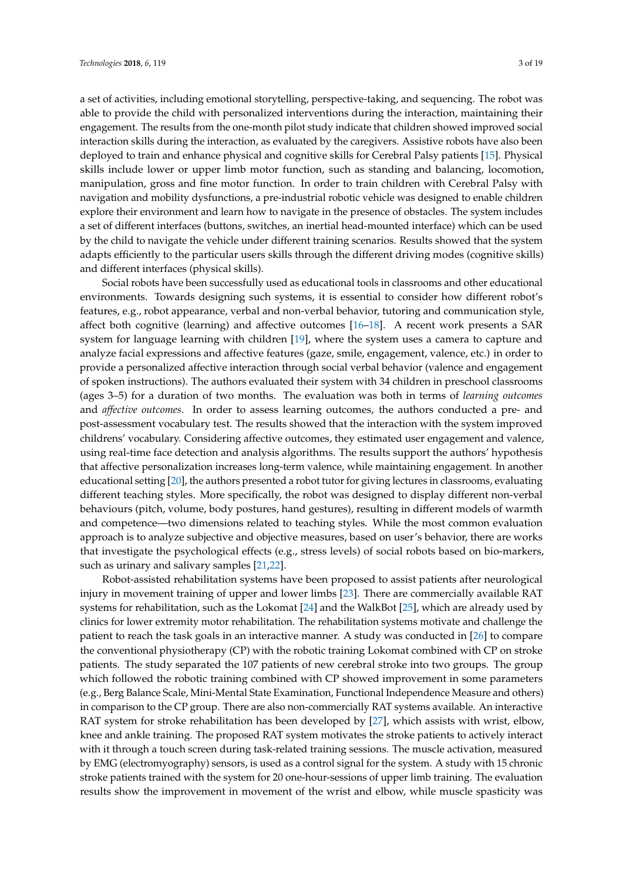a set of activities, including emotional storytelling, perspective-taking, and sequencing. The robot was able to provide the child with personalized interventions during the interaction, maintaining their engagement. The results from the one-month pilot study indicate that children showed improved social interaction skills during the interaction, as evaluated by the caregivers. Assistive robots have also been deployed to train and enhance physical and cognitive skills for Cerebral Palsy patients [15]. Physical skills include lower or upper limb motor function, such as standing and balancing, locomotion, manipulation, gross and fine motor function. In order to train children with Cerebral Palsy with navigation and mobility dysfunctions, a pre-industrial robotic vehicle was designed to enable children explore their environment and learn how to navigate in the presence of obstacles. The system includes a set of different interfaces (buttons, switches, an inertial head-mounted interface) which can be used by the child to navigate the vehicle under different training scenarios. Results showed that the system adapts efficiently to the particular users skills through the different driving modes (cognitive skills) and different interfaces (physical skills).

Social robots have been successfully used as educational tools in classrooms and other educational environments. Towards designing such systems, it is essential to consider how different robot's features, e.g., robot appearance, verbal and non-verbal behavior, tutoring and communication style, affect both cognitive (learning) and affective outcomes [16–18]. A recent work presents a SAR system for language learning with children [19], where the system uses a camera to capture and analyze facial expressions and affective features (gaze, smile, engagement, valence, etc.) in order to provide a personalized affective interaction through social verbal behavior (valence and engagement of spoken instructions). The authors evaluated their system with 34 children in preschool classrooms (ages 3–5) for a duration of two months. The evaluation was both in terms of *learning outcomes* and *affective outcomes*. In order to assess learning outcomes, the authors conducted a pre- and post-assessment vocabulary test. The results showed that the interaction with the system improved childrens' vocabulary. Considering affective outcomes, they estimated user engagement and valence, using real-time face detection and analysis algorithms. The results support the authors' hypothesis that affective personalization increases long-term valence, while maintaining engagement. In another educational setting [20], the authors presented a robot tutor for giving lectures in classrooms, evaluating different teaching styles. More specifically, the robot was designed to display different non-verbal behaviours (pitch, volume, body postures, hand gestures), resulting in different models of warmth and competence—two dimensions related to teaching styles. While the most common evaluation approach is to analyze subjective and objective measures, based on user's behavior, there are works that investigate the psychological effects (e.g., stress levels) of social robots based on bio-markers, such as urinary and salivary samples [21,22].

Robot-assisted rehabilitation systems have been proposed to assist patients after neurological injury in movement training of upper and lower limbs [23]. There are commercially available RAT systems for rehabilitation, such as the Lokomat [24] and the WalkBot [25], which are already used by clinics for lower extremity motor rehabilitation. The rehabilitation systems motivate and challenge the patient to reach the task goals in an interactive manner. A study was conducted in [26] to compare the conventional physiotherapy (CP) with the robotic training Lokomat combined with CP on stroke patients. The study separated the 107 patients of new cerebral stroke into two groups. The group which followed the robotic training combined with CP showed improvement in some parameters (e.g., Berg Balance Scale, Mini-Mental State Examination, Functional Independence Measure and others) in comparison to the CP group. There are also non-commercially RAT systems available. An interactive RAT system for stroke rehabilitation has been developed by [27], which assists with wrist, elbow, knee and ankle training. The proposed RAT system motivates the stroke patients to actively interact with it through a touch screen during task-related training sessions. The muscle activation, measured by EMG (electromyography) sensors, is used as a control signal for the system. A study with 15 chronic stroke patients trained with the system for 20 one-hour-sessions of upper limb training. The evaluation results show the improvement in movement of the wrist and elbow, while muscle spasticity was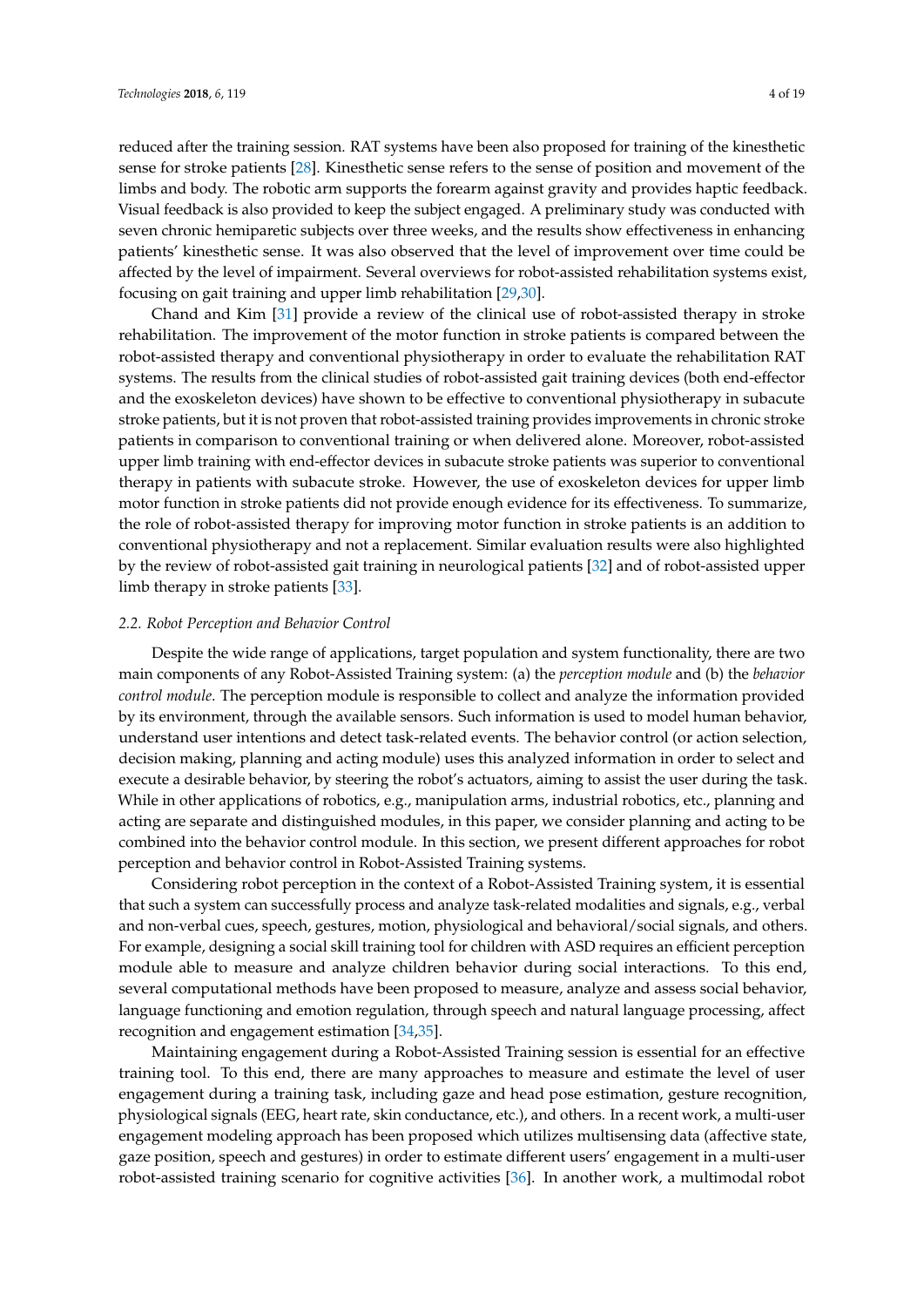reduced after the training session. RAT systems have been also proposed for training of the kinesthetic sense for stroke patients [28]. Kinesthetic sense refers to the sense of position and movement of the limbs and body. The robotic arm supports the forearm against gravity and provides haptic feedback. Visual feedback is also provided to keep the subject engaged. A preliminary study was conducted with seven chronic hemiparetic subjects over three weeks, and the results show effectiveness in enhancing patients' kinesthetic sense. It was also observed that the level of improvement over time could be affected by the level of impairment. Several overviews for robot-assisted rehabilitation systems exist, focusing on gait training and upper limb rehabilitation [29,30].

Chand and Kim [31] provide a review of the clinical use of robot-assisted therapy in stroke rehabilitation. The improvement of the motor function in stroke patients is compared between the robot-assisted therapy and conventional physiotherapy in order to evaluate the rehabilitation RAT systems. The results from the clinical studies of robot-assisted gait training devices (both end-effector and the exoskeleton devices) have shown to be effective to conventional physiotherapy in subacute stroke patients, but it is not proven that robot-assisted training provides improvements in chronic stroke patients in comparison to conventional training or when delivered alone. Moreover, robot-assisted upper limb training with end-effector devices in subacute stroke patients was superior to conventional therapy in patients with subacute stroke. However, the use of exoskeleton devices for upper limb motor function in stroke patients did not provide enough evidence for its effectiveness. To summarize, the role of robot-assisted therapy for improving motor function in stroke patients is an addition to conventional physiotherapy and not a replacement. Similar evaluation results were also highlighted by the review of robot-assisted gait training in neurological patients [32] and of robot-assisted upper limb therapy in stroke patients [33].

### 2.2. Robot Perception and Behavior Control

Despite the wide range of applications, target population and system functionality, there are two main components of any Robot-Assisted Training system: (a) the *perception module* and (b) the *behavior control module*. The perception module is responsible to collect and analyze the information provided by its environment, through the available sensors. Such information is used to model human behavior, understand user intentions and detect task-related events. The behavior control (or action selection, decision making, planning and acting module) uses this analyzed information in order to select and execute a desirable behavior, by steering the robot's actuators, aiming to assist the user during the task. While in other applications of robotics, e.g., manipulation arms, industrial robotics, etc., planning and acting are separate and distinguished modules, in this paper, we consider planning and acting to be combined into the behavior control module. In this section, we present different approaches for robot perception and behavior control in Robot-Assisted Training systems.

Considering robot perception in the context of a Robot-Assisted Training system, it is essential that such a system can successfully process and analyze task-related modalities and signals, e.g., verbal and non-verbal cues, speech, gestures, motion, physiological and behavioral/social signals, and others. For example, designing a social skill training tool for children with ASD requires an efficient perception module able to measure and analyze children behavior during social interactions. To this end, several computational methods have been proposed to measure, analyze and assess social behavior, language functioning and emotion regulation, through speech and natural language processing, affect recognition and engagement estimation [34,35].

Maintaining engagement during a Robot-Assisted Training session is essential for an effective training tool. To this end, there are many approaches to measure and estimate the level of user engagement during a training task, including gaze and head pose estimation, gesture recognition, physiological signals (EEG, heart rate, skin conductance, etc.), and others. In a recent work, a multi-user engagement modeling approach has been proposed which utilizes multisensing data (affective state, gaze position, speech and gestures) in order to estimate different users' engagement in a multi-user robot-assisted training scenario for cognitive activities [36]. In another work, a multimodal robot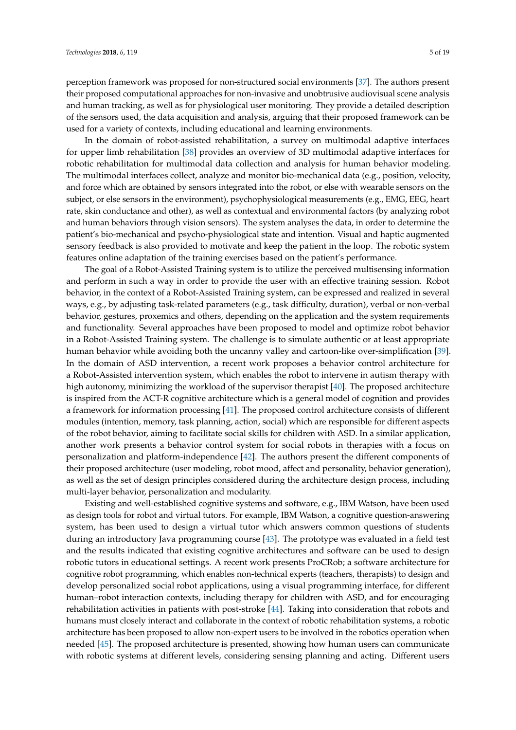perception framework was proposed for non-structured social environments [37]. The authors present their proposed computational approaches for non-invasive and unobtrusive audiovisual scene analysis and human tracking, as well as for physiological user monitoring. They provide a detailed description of the sensors used, the data acquisition and analysis, arguing that their proposed framework can be used for a variety of contexts, including educational and learning environments.

In the domain of robot-assisted rehabilitation, a survey on multimodal adaptive interfaces for upper limb rehabilitation [38] provides an overview of 3D multimodal adaptive interfaces for robotic rehabilitation for multimodal data collection and analysis for human behavior modeling. The multimodal interfaces collect, analyze and monitor bio-mechanical data (e.g., position, velocity, and force which are obtained by sensors integrated into the robot, or else with wearable sensors on the subject, or else sensors in the environment), psychophysiological measurements (e.g., EMG, EEG, heart rate, skin conductance and other), as well as contextual and environmental factors (by analyzing robot and human behaviors through vision sensors). The system analyses the data, in order to determine the patient's bio-mechanical and psycho-physiological state and intention. Visual and haptic augmented sensory feedback is also provided to motivate and keep the patient in the loop. The robotic system features online adaptation of the training exercises based on the patient's performance.

The goal of a Robot-Assisted Training system is to utilize the perceived multisensing information and perform in such a way in order to provide the user with an effective training session. Robot behavior, in the context of a Robot-Assisted Training system, can be expressed and realized in several ways, e.g., by adjusting task-related parameters (e.g., task difficulty, duration), verbal or non-verbal behavior, gestures, proxemics and others, depending on the application and the system requirements and functionality. Several approaches have been proposed to model and optimize robot behavior in a Robot-Assisted Training system. The challenge is to simulate authentic or at least appropriate human behavior while avoiding both the uncanny valley and cartoon-like over-simplification [39]. In the domain of ASD intervention, a recent work proposes a behavior control architecture for a Robot-Assisted intervention system, which enables the robot to intervene in autism therapy with high autonomy, minimizing the workload of the supervisor therapist [40]. The proposed architecture is inspired from the ACT-R cognitive architecture which is a general model of cognition and provides a framework for information processing [41]. The proposed control architecture consists of different modules (intention, memory, task planning, action, social) which are responsible for different aspects of the robot behavior, aiming to facilitate social skills for children with ASD. In a similar application, another work presents a behavior control system for social robots in therapies with a focus on personalization and platform-independence [42]. The authors present the different components of their proposed architecture (user modeling, robot mood, affect and personality, behavior generation), as well as the set of design principles considered during the architecture design process, including multi-layer behavior, personalization and modularity.

Existing and well-established cognitive systems and software, e.g., IBM Watson, have been used as design tools for robot and virtual tutors. For example, IBM Watson, a cognitive question-answering system, has been used to design a virtual tutor which answers common questions of students during an introductory Java programming course [43]. The prototype was evaluated in a field test and the results indicated that existing cognitive architectures and software can be used to design robotic tutors in educational settings. A recent work presents ProCRob; a software architecture for cognitive robot programming, which enables non-technical experts (teachers, therapists) to design and develop personalized social robot applications, using a visual programming interface, for different human–robot interaction contexts, including therapy for children with ASD, and for encouraging rehabilitation activities in patients with post-stroke [44]. Taking into consideration that robots and humans must closely interact and collaborate in the context of robotic rehabilitation systems, a robotic architecture has been proposed to allow non-expert users to be involved in the robotics operation when needed [45]. The proposed architecture is presented, showing how human users can communicate with robotic systems at different levels, considering sensing planning and acting. Different users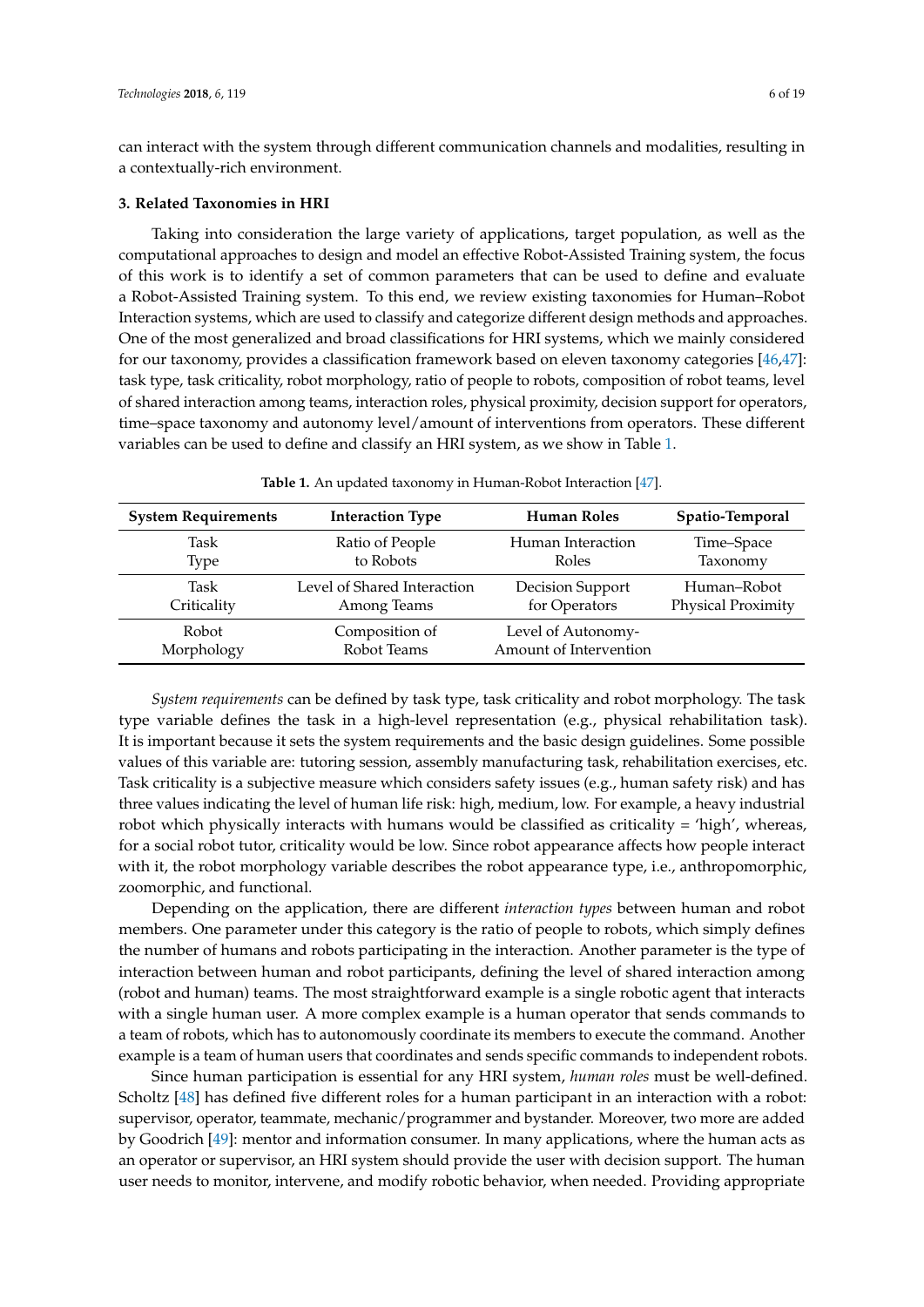can interact with the system through different communication channels and modalities, resulting in a contextually-rich environment.

## 3. Related Taxonomies in HRI

Taking into consideration the large variety of applications, target population, as well as the computational approaches to design and model an effective Robot-Assisted Training system, the focus of this work is to identify a set of common parameters that can be used to define and evaluate a Robot-Assisted Training system. To this end, we review existing taxonomies for Human–Robot Interaction systems, which are used to classify and categorize different design methods and approaches. One of the most generalized and broad classifications for HRI systems, which we mainly considered for our taxonomy, provides a classification framework based on eleven taxonomy categories [46,47]: task type, task criticality, robot morphology, ratio of people to robots, composition of robot teams, level of shared interaction among teams, interaction roles, physical proximity, decision support for operators, time–space taxonomy and autonomy level/amount of interventions from operators. These different variables can be used to define and classify an HRI system, as we show in Table 1.

**Table 1.** An updated taxonomy in Human-Robot Interaction [47].

| System Requirements | Interaction Type | Human Roles | Spatio-Temporal |
|---|---|---|---|
| Task Type | Ratio of People to Robots | Human Interaction Roles | Time–Space Taxonomy |
| Task Criticality | Level of Shared Interaction Among Teams | Decision Support for Operators | Human–Robot Physical Proximity |
| Robot Morphology | Composition of Robot Teams | Level of Autonomy-Amount of Intervention | |

*System requirements* can be defined by task type, task criticality and robot morphology. The task type variable defines the task in a high-level representation (e.g., physical rehabilitation task). It is important because it sets the system requirements and the basic design guidelines. Some possible values of this variable are: tutoring session, assembly manufacturing task, rehabilitation exercises, etc. Task criticality is a subjective measure which considers safety issues (e.g., human safety risk) and has three values indicating the level of human life risk: high, medium, low. For example, a heavy industrial robot which physically interacts with humans would be classified as criticality = 'high', whereas, for a social robot tutor, criticality would be low. Since robot appearance affects how people interact with it, the robot morphology variable describes the robot appearance type, i.e., anthropomorphic, zoomorphic, and functional.

Depending on the application, there are different *interaction types* between human and robot members. One parameter under this category is the ratio of people to robots, which simply defines the number of humans and robots participating in the interaction. Another parameter is the type of interaction between human and robot participants, defining the level of shared interaction among (robot and human) teams. The most straightforward example is a single robotic agent that interacts with a single human user. A more complex example is a human operator that sends commands to a team of robots, which has to autonomously coordinate its members to execute the command. Another example is a team of human users that coordinates and sends specific commands to independent robots.

Since human participation is essential for any HRI system, *human roles* must be well-defined. Scholtz [48] has defined five different roles for a human participant in an interaction with a robot: supervisor, operator, teammate, mechanic/programmer and bystander. Moreover, two more are added by Goodrich [49]: mentor and information consumer. In many applications, where the human acts as an operator or supervisor, an HRI system should provide the user with decision support. The human user needs to monitor, intervene, and modify robotic behavior, when needed. Providing appropriate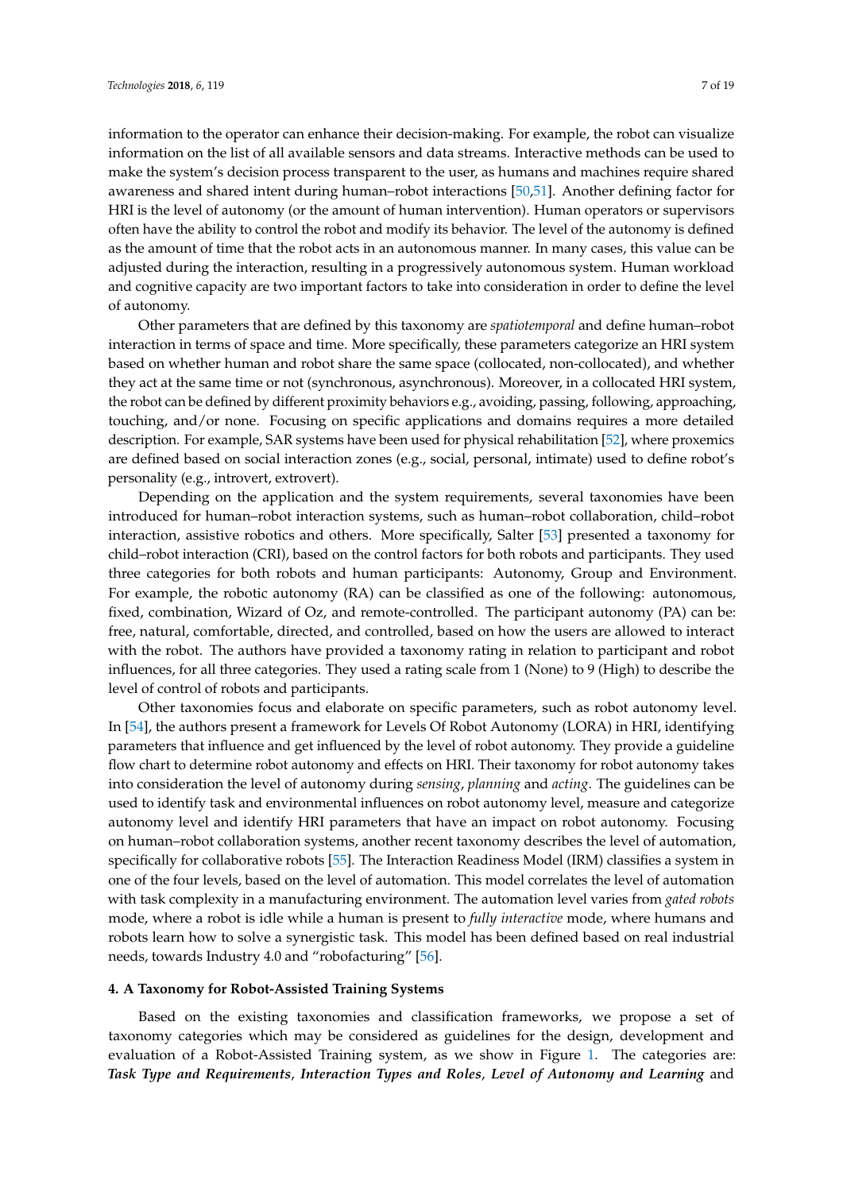information to the operator can enhance their decision-making. For example, the robot can visualize information on the list of all available sensors and data streams. Interactive methods can be used to make the system's decision process transparent to the user, as humans and machines require shared awareness and shared intent during human–robot interactions [50,51]. Another defining factor for HRI is the level of autonomy (or the amount of human intervention). Human operators or supervisors often have the ability to control the robot and modify its behavior. The level of the autonomy is defined as the amount of time that the robot acts in an autonomous manner. In many cases, this value can be adjusted during the interaction, resulting in a progressively autonomous system. Human workload and cognitive capacity are two important factors to take into consideration in order to define the level of autonomy.

Other parameters that are defined by this taxonomy are *spatiotemporal* and define human–robot interaction in terms of space and time. More specifically, these parameters categorize an HRI system based on whether human and robot share the same space (collocated, non-collocated), and whether they act at the same time or not (synchronous, asynchronous). Moreover, in a collocated HRI system, the robot can be defined by different proximity behaviors e.g., avoiding, passing, following, approaching, touching, and/or none. Focusing on specific applications and domains requires a more detailed description. For example, SAR systems have been used for physical rehabilitation [52], where proxemics are defined based on social interaction zones (e.g., social, personal, intimate) used to define robot's personality (e.g., introvert, extrovert).

Depending on the application and the system requirements, several taxonomies have been introduced for human–robot interaction systems, such as human–robot collaboration, child–robot interaction, assistive robotics and others. More specifically, Salter [53] presented a taxonomy for child–robot interaction (CRI), based on the control factors for both robots and participants. They used three categories for both robots and human participants: Autonomy, Group and Environment. For example, the robotic autonomy (RA) can be classified as one of the following: autonomous, fixed, combination, Wizard of Oz, and remote-controlled. The participant autonomy (PA) can be: free, natural, comfortable, directed, and controlled, based on how the users are allowed to interact with the robot. The authors have provided a taxonomy rating in relation to participant and robot influences, for all three categories. They used a rating scale from 1 (None) to 9 (High) to describe the level of control of robots and participants.

Other taxonomies focus and elaborate on specific parameters, such as robot autonomy level. In [54], the authors present a framework for Levels Of Robot Autonomy (LORA) in HRI, identifying parameters that influence and get influenced by the level of robot autonomy. They provide a guideline flow chart to determine robot autonomy and effects on HRI. Their taxonomy for robot autonomy takes into consideration the level of autonomy during *sensing*, *planning* and *acting*. The guidelines can be used to identify task and environmental influences on robot autonomy level, measure and categorize autonomy level and identify HRI parameters that have an impact on robot autonomy. Focusing on human–robot collaboration systems, another recent taxonomy describes the level of automation, specifically for collaborative robots [55]. The Interaction Readiness Model (IRM) classifies a system in one of the four levels, based on the level of automation. This model correlates the level of automation with task complexity in a manufacturing environment. The automation level varies from *gated robots* mode, where a robot is idle while a human is present to *fully interactive* mode, where humans and robots learn how to solve a synergistic task. This model has been defined based on real industrial needs, towards Industry 4.0 and "robofacturing" [56].

## 4. A Taxonomy for Robot-Assisted Training Systems

Based on the existing taxonomies and classification frameworks, we propose a set of taxonomy categories which may be considered as guidelines for the design, development and evaluation of a Robot-Assisted Training system, as we show in Figure 1. The categories are: ***Task Type and Requirements***, ***Interaction Types and Roles***, ***Level of Autonomy and Learning*** and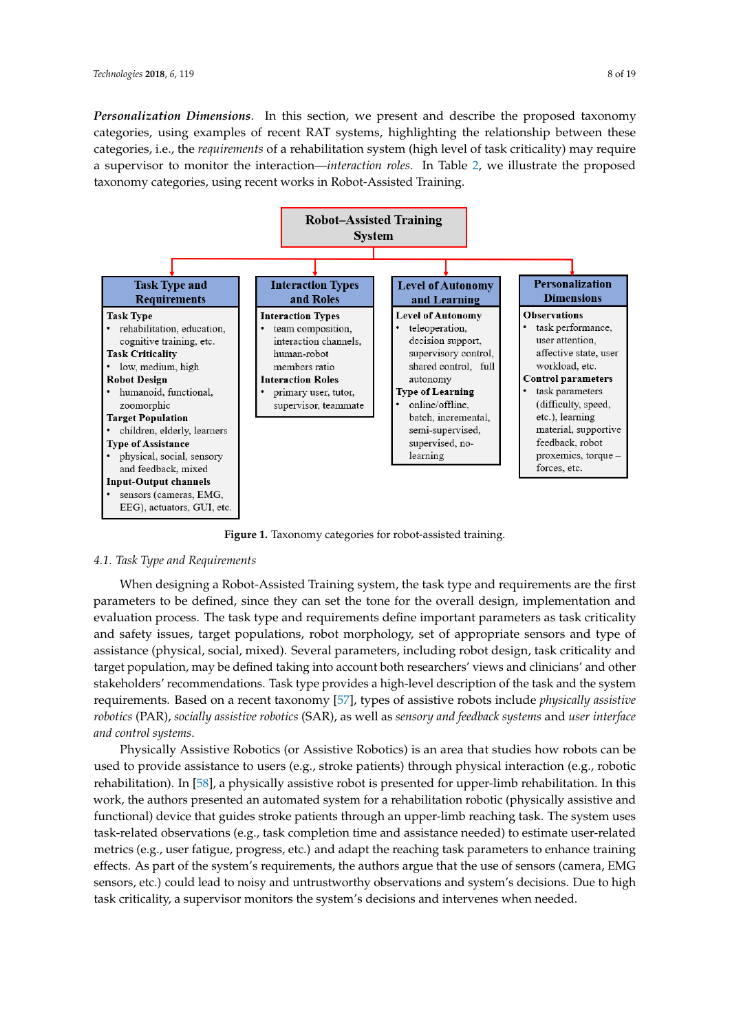***Personalization Dimensions**.* In this section, we present and describe the proposed taxonomy categories, using examples of recent RAT systems, highlighting the relationship between these categories, i.e., the *requirements* of a rehabilitation system (high level of task criticality) may require a supervisor to monitor the interaction—*interaction roles*. In Table 2, we illustrate the proposed taxonomy categories, using recent works in Robot-Assisted Training.

**Robot–Assisted Training System**

**Task Type and Requirements**

**Task Type**
- rehabilitation, education, cognitive training, etc.

**Task Criticality**
- low, medium, high

**Robot Design**
- humanoid, functional, zoomorphic

**Target Population**
- children, elderly, learners

**Type of Assistance**
- physical, social, sensory and feedback, mixed

**Input-Output channels**
- sensors (cameras, EMG, EEG), actuators, GUI, etc.

**Interaction Types and Roles**

**Interaction Types**
- team composition, interaction channels, human-robot members ratio

**Interaction Roles**
- primary user, tutor, supervisor, teammate

**Level of Autonomy and Learning**

**Level of Autonomy**
- teleoperation, decision support, supervisory control, shared control, full autonomy

**Type of Learning**
- online/offline, batch, incremental, semi-supervised, supervised, no-learning

**Personalization Dimensions**

**Observations**
- task performance, user attention, affective state, user workload, etc.

**Control parameters**
- task parameters (difficulty, speed, etc.), learning material, supportive feedback, robot proxemics, torque – forces, etc.

**Figure 1.** Taxonomy categories for robot-assisted training.

### 4.1. Task Type and Requirements

When designing a Robot-Assisted Training system, the task type and requirements are the first parameters to be defined, since they can set the tone for the overall design, implementation and evaluation process. The task type and requirements define important parameters as task criticality and safety issues, target populations, robot morphology, set of appropriate sensors and type of assistance (physical, social, mixed). Several parameters, including robot design, task criticality and target population, may be defined taking into account both researchers' views and clinicians' and other stakeholders' recommendations. Task type provides a high-level description of the task and the system requirements. Based on a recent taxonomy [57], types of assistive robots include *physically assistive robotics* (PAR), *socially assistive robotics* (SAR), as well as *sensory and feedback systems* and *user interface and control systems*.

Physically Assistive Robotics (or Assistive Robotics) is an area that studies how robots can be used to provide assistance to users (e.g., stroke patients) through physical interaction (e.g., robotic rehabilitation). In [58], a physically assistive robot is presented for upper-limb rehabilitation. In this work, the authors presented an automated system for a rehabilitation robotic (physically assistive and functional) device that guides stroke patients through an upper-limb reaching task. The system uses task-related observations (e.g., task completion time and assistance needed) to estimate user-related metrics (e.g., user fatigue, progress, etc.) and adapt the reaching task parameters to enhance training effects. As part of the system's requirements, the authors argue that the use of sensors (camera, EMG sensors, etc.) could lead to noisy and untrustworthy observations and system's decisions. Due to high task criticality, a supervisor monitors the system's decisions and intervenes when needed.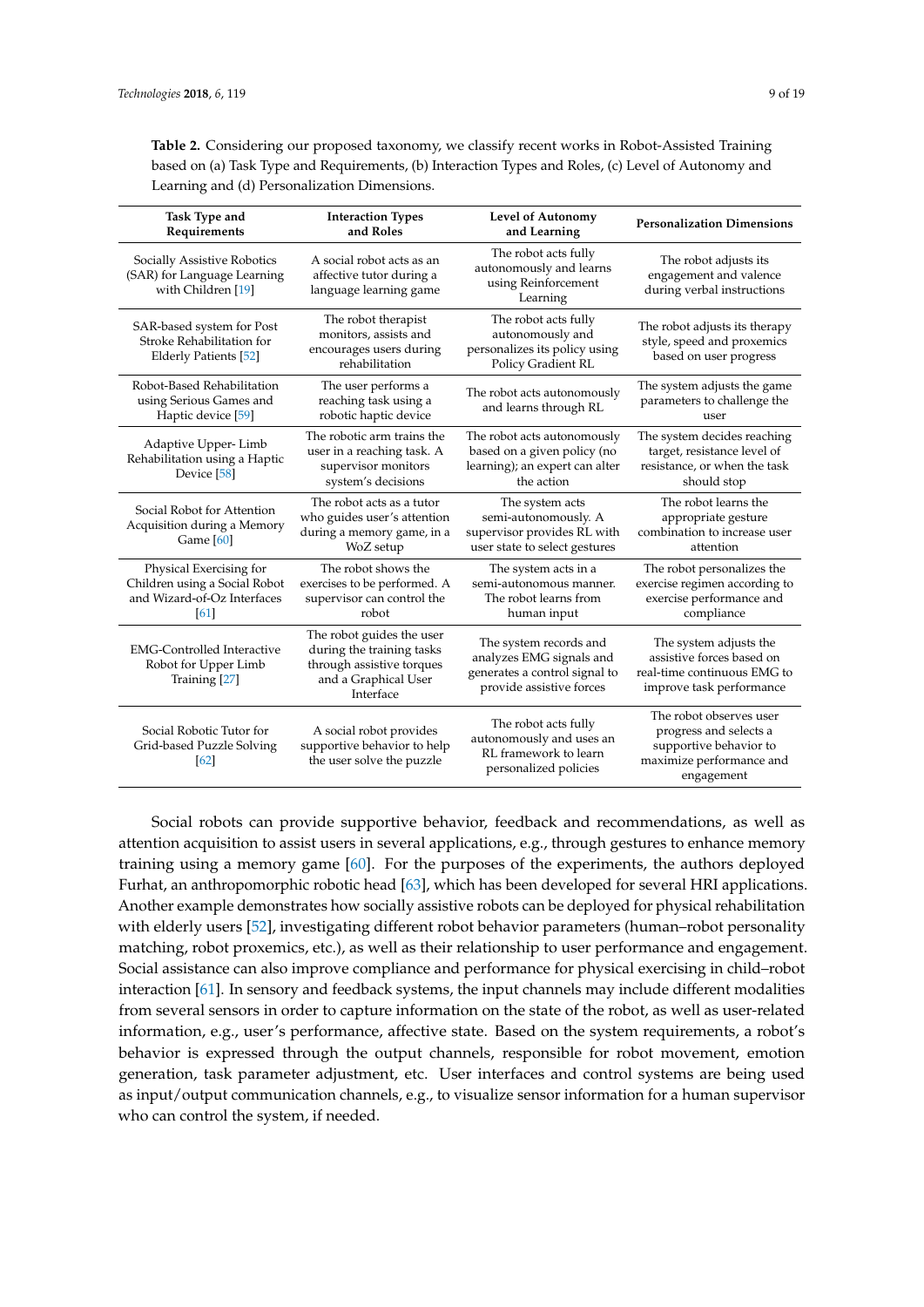**Table 2.** Considering our proposed taxonomy, we classify recent works in Robot-Assisted Training based on (a) Task Type and Requirements, (b) Interaction Types and Roles, (c) Level of Autonomy and Learning and (d) Personalization Dimensions.

| Task Type and Requirements | Interaction Types and Roles | Level of Autonomy and Learning | Personalization Dimensions |
|---|---|---|---|
| Socially Assistive Robotics (SAR) for Language Learning with Children [19] | A social robot acts as an affective tutor during a language learning game | The robot acts fully autonomously and learns using Reinforcement Learning | The robot adjusts its engagement and valence during verbal instructions |
| SAR-based system for Post Stroke Rehabilitation for Elderly Patients [52] | The robot therapist monitors, assists and encourages users during rehabilitation | The robot acts fully autonomously and personalizes its policy using Policy Gradient RL | The robot adjusts its therapy style, speed and proxemics based on user progress |
| Robot-Based Rehabilitation using Serious Games and Haptic device [59] | The user performs a reaching task using a robotic haptic device | The robot acts autonomously and learns through RL | The system adjusts the game parameters to challenge the user |
| Adaptive Upper- Limb Rehabilitation using a Haptic Device [58] | The robotic arm trains the user in a reaching task. A supervisor monitors system's decisions | The robot acts autonomously based on a given policy (no learning); an expert can alter the action | The system decides reaching target, resistance level of resistance, or when the task should stop |
| Social Robot for Attention Acquisition during a Memory Game [60] | The robot acts as a tutor who guides user's attention during a memory game, in a WoZ setup | The system acts semi-autonomously. A supervisor provides RL with user state to select gestures | The robot learns the appropriate gesture combination to increase user attention |
| Physical Exercising for Children using a Social Robot and Wizard-of-Oz Interfaces [61] | The robot shows the exercises to be performed. A supervisor can control the robot | The system acts in a semi-autonomous manner. The robot learns from human input | The robot personalizes the exercise regimen according to exercise performance and compliance |
| EMG-Controlled Interactive Robot for Upper Limb Training [27] | The robot guides the user during the training tasks through assistive torques and a Graphical User Interface | The system records and analyzes EMG signals and generates a control signal to provide assistive forces | The system adjusts the assistive forces based on real-time continuous EMG to improve task performance |
| Social Robotic Tutor for Grid-based Puzzle Solving [62] | A social robot provides supportive behavior to help the user solve the puzzle | The robot acts fully autonomously and uses an RL framework to learn personalized policies | The robot observes user progress and selects a supportive behavior to maximize performance and engagement |

Social robots can provide supportive behavior, feedback and recommendations, as well as attention acquisition to assist users in several applications, e.g., through gestures to enhance memory training using a memory game [60]. For the purposes of the experiments, the authors deployed Furhat, an anthropomorphic robotic head [63], which has been developed for several HRI applications. Another example demonstrates how socially assistive robots can be deployed for physical rehabilitation with elderly users [52], investigating different robot behavior parameters (human–robot personality matching, robot proxemics, etc.), as well as their relationship to user performance and engagement. Social assistance can also improve compliance and performance for physical exercising in child–robot interaction [61]. In sensory and feedback systems, the input channels may include different modalities from several sensors in order to capture information on the state of the robot, as well as user-related information, e.g., user's performance, affective state. Based on the system requirements, a robot's behavior is expressed through the output channels, responsible for robot movement, emotion generation, task parameter adjustment, etc. User interfaces and control systems are being used as input/output communication channels, e.g., to visualize sensor information for a human supervisor who can control the system, if needed.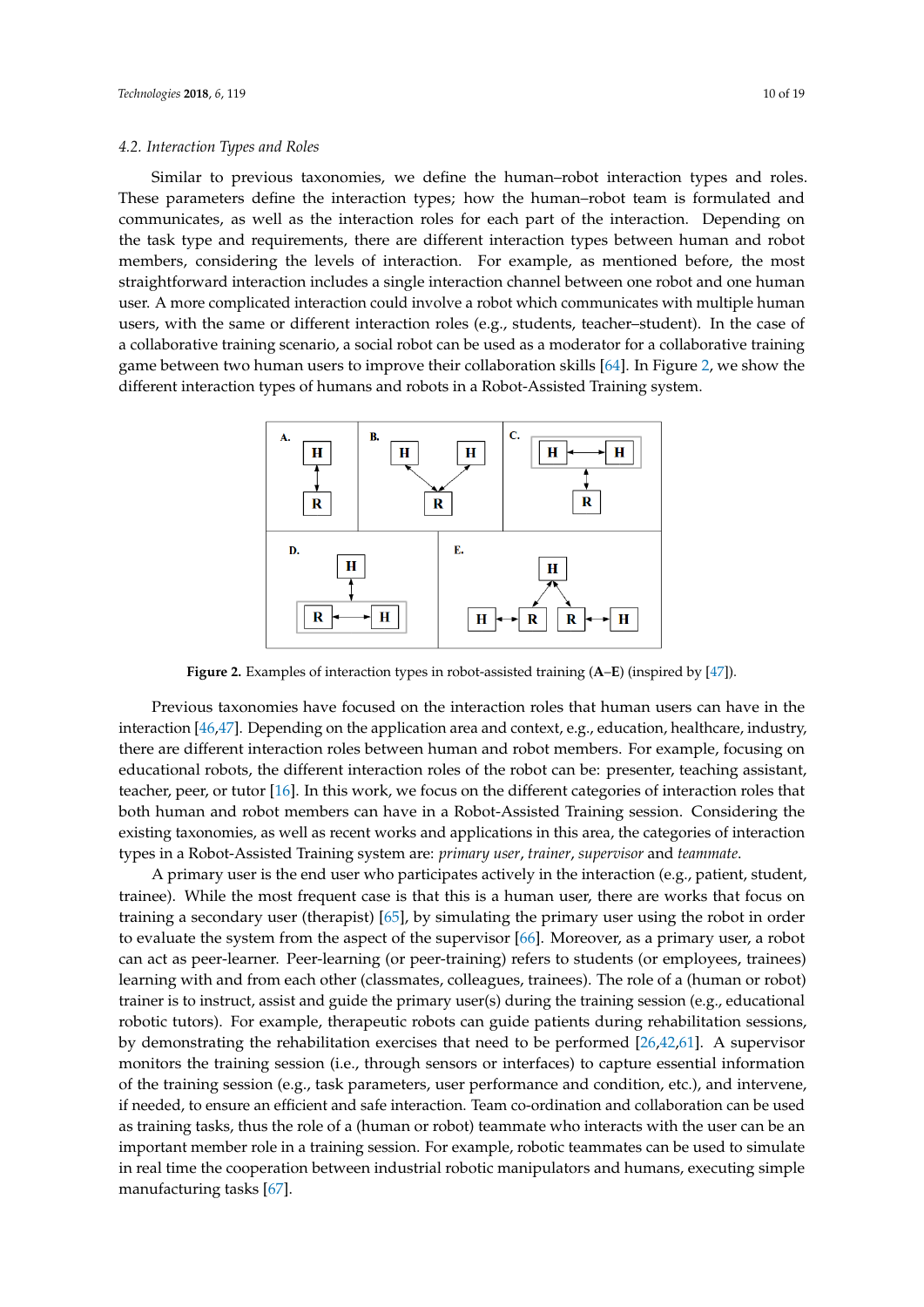### 4.2. Interaction Types and Roles

Similar to previous taxonomies, we define the human–robot interaction types and roles. These parameters define the interaction types; how the human–robot team is formulated and communicates, as well as the interaction roles for each part of the interaction. Depending on the task type and requirements, there are different interaction types between human and robot members, considering the levels of interaction. For example, as mentioned before, the most straightforward interaction includes a single interaction channel between one robot and one human user. A more complicated interaction could involve a robot which communicates with multiple human users, with the same or different interaction roles (e.g., students, teacher–student). In the case of a collaborative training scenario, a social robot can be used as a moderator for a collaborative training game between two human users to improve their collaboration skills [64]. In Figure 2, we show the different interaction types of humans and robots in a Robot-Assisted Training system.

A.
H
R

B.
H
H
R

C.
H
H
R

D.
H
R
H

E.
H
H
R
R
H

**Figure 2.** Examples of interaction types in robot-assisted training (**A**–**E**) (inspired by [47]).

Previous taxonomies have focused on the interaction roles that human users can have in the interaction [46,47]. Depending on the application area and context, e.g., education, healthcare, industry, there are different interaction roles between human and robot members. For example, focusing on educational robots, the different interaction roles of the robot can be: presenter, teaching assistant, teacher, peer, or tutor [16]. In this work, we focus on the different categories of interaction roles that both human and robot members can have in a Robot-Assisted Training session. Considering the existing taxonomies, as well as recent works and applications in this area, the categories of interaction types in a Robot-Assisted Training system are: *primary user*, *trainer*, *supervisor* and *teammate*.

A primary user is the end user who participates actively in the interaction (e.g., patient, student, trainee). While the most frequent case is that this is a human user, there are works that focus on training a secondary user (therapist) [65], by simulating the primary user using the robot in order to evaluate the system from the aspect of the supervisor [66]. Moreover, as a primary user, a robot can act as peer-learner. Peer-learning (or peer-training) refers to students (or employees, trainees) learning with and from each other (classmates, colleagues, trainees). The role of a (human or robot) trainer is to instruct, assist and guide the primary user(s) during the training session (e.g., educational robotic tutors). For example, therapeutic robots can guide patients during rehabilitation sessions, by demonstrating the rehabilitation exercises that need to be performed [26,42,61]. A supervisor monitors the training session (i.e., through sensors or interfaces) to capture essential information of the training session (e.g., task parameters, user performance and condition, etc.), and intervene, if needed, to ensure an efficient and safe interaction. Team co-ordination and collaboration can be used as training tasks, thus the role of a (human or robot) teammate who interacts with the user can be an important member role in a training session. For example, robotic teammates can be used to simulate in real time the cooperation between industrial robotic manipulators and humans, executing simple manufacturing tasks [67].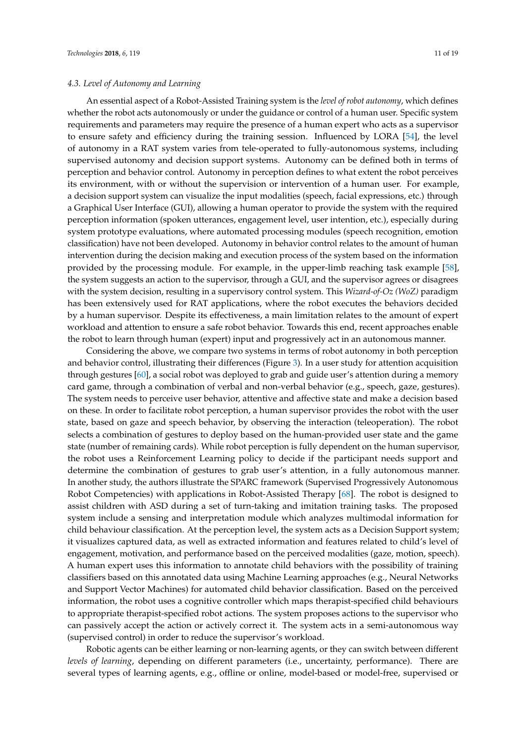### 4.3. Level of Autonomy and Learning

An essential aspect of a Robot-Assisted Training system is the *level of robot autonomy*, which defines whether the robot acts autonomously or under the guidance or control of a human user. Specific system requirements and parameters may require the presence of a human expert who acts as a supervisor to ensure safety and efficiency during the training session. Influenced by LORA [54], the level of autonomy in a RAT system varies from tele-operated to fully-autonomous systems, including supervised autonomy and decision support systems. Autonomy can be defined both in terms of perception and behavior control. Autonomy in perception defines to what extent the robot perceives its environment, with or without the supervision or intervention of a human user. For example, a decision support system can visualize the input modalities (speech, facial expressions, etc.) through a Graphical User Interface (GUI), allowing a human operator to provide the system with the required perception information (spoken utterances, engagement level, user intention, etc.), especially during system prototype evaluations, where automated processing modules (speech recognition, emotion classification) have not been developed. Autonomy in behavior control relates to the amount of human intervention during the decision making and execution process of the system based on the information provided by the processing module. For example, in the upper-limb reaching task example [58], the system suggests an action to the supervisor, through a GUI, and the supervisor agrees or disagrees with the system decision, resulting in a supervisory control system. This *Wizard-of-Oz (WoZ)* paradigm has been extensively used for RAT applications, where the robot executes the behaviors decided by a human supervisor. Despite its effectiveness, a main limitation relates to the amount of expert workload and attention to ensure a safe robot behavior. Towards this end, recent approaches enable the robot to learn through human (expert) input and progressively act in an autonomous manner.

Considering the above, we compare two systems in terms of robot autonomy in both perception and behavior control, illustrating their differences (Figure 3). In a user study for attention acquisition through gestures [60], a social robot was deployed to grab and guide user's attention during a memory card game, through a combination of verbal and non-verbal behavior (e.g., speech, gaze, gestures). The system needs to perceive user behavior, attentive and affective state and make a decision based on these. In order to facilitate robot perception, a human supervisor provides the robot with the user state, based on gaze and speech behavior, by observing the interaction (teleoperation). The robot selects a combination of gestures to deploy based on the human-provided user state and the game state (number of remaining cards). While robot perception is fully dependent on the human supervisor, the robot uses a Reinforcement Learning policy to decide if the participant needs support and determine the combination of gestures to grab user's attention, in a fully autonomous manner. In another study, the authors illustrate the SPARC framework (Supervised Progressively Autonomous Robot Competencies) with applications in Robot-Assisted Therapy [68]. The robot is designed to assist children with ASD during a set of turn-taking and imitation training tasks. The proposed system include a sensing and interpretation module which analyzes multimodal information for child behaviour classification. At the perception level, the system acts as a Decision Support system; it visualizes captured data, as well as extracted information and features related to child's level of engagement, motivation, and performance based on the perceived modalities (gaze, motion, speech). A human expert uses this information to annotate child behaviors with the possibility of training classifiers based on this annotated data using Machine Learning approaches (e.g., Neural Networks and Support Vector Machines) for automated child behavior classification. Based on the perceived information, the robot uses a cognitive controller which maps therapist-specified child behaviours to appropriate therapist-specified robot actions. The system proposes actions to the supervisor who can passively accept the action or actively correct it. The system acts in a semi-autonomous way (supervised control) in order to reduce the supervisor's workload.

Robotic agents can be either learning or non-learning agents, or they can switch between different *levels of learning*, depending on different parameters (i.e., uncertainty, performance). There are several types of learning agents, e.g., offline or online, model-based or model-free, supervised or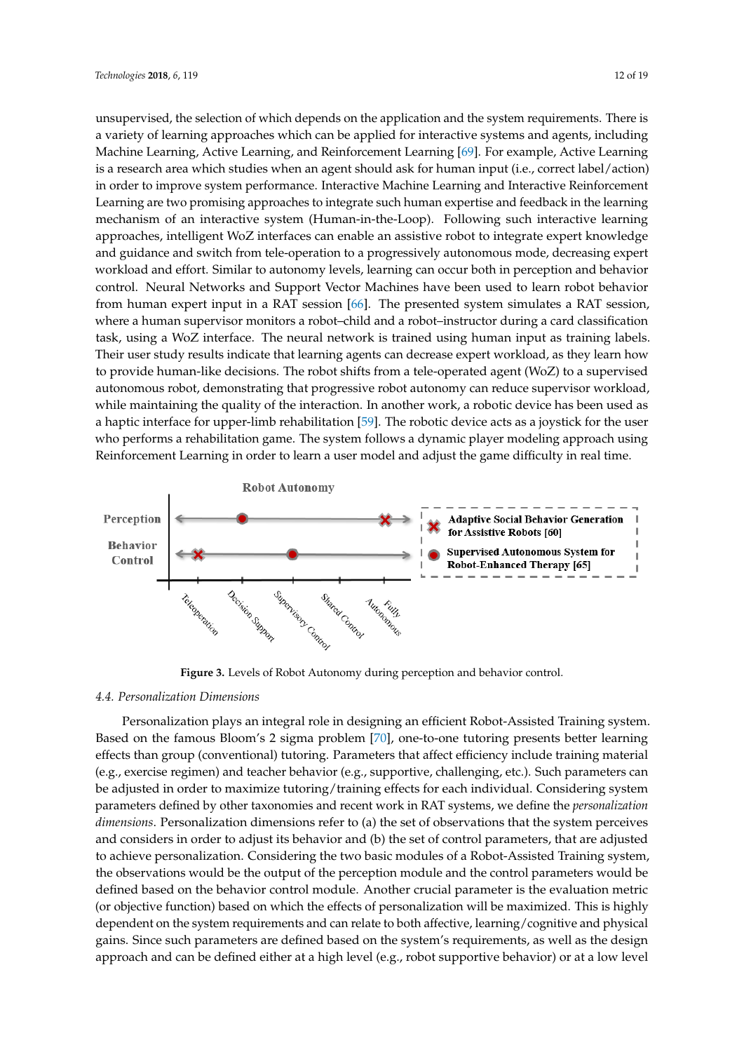unsupervised, the selection of which depends on the application and the system requirements. There is a variety of learning approaches which can be applied for interactive systems and agents, including Machine Learning, Active Learning, and Reinforcement Learning [69]. For example, Active Learning is a research area which studies when an agent should ask for human input (i.e., correct label/action) in order to improve system performance. Interactive Machine Learning and Interactive Reinforcement Learning are two promising approaches to integrate such human expertise and feedback in the learning mechanism of an interactive system (Human-in-the-Loop). Following such interactive learning approaches, intelligent WoZ interfaces can enable an assistive robot to integrate expert knowledge and guidance and switch from tele-operation to a progressively autonomous mode, decreasing expert workload and effort. Similar to autonomy levels, learning can occur both in perception and behavior control. Neural Networks and Support Vector Machines have been used to learn robot behavior from human expert input in a RAT session [66]. The presented system simulates a RAT session, where a human supervisor monitors a robot–child and a robot–instructor during a card classification task, using a WoZ interface. The neural network is trained using human input as training labels. Their user study results indicate that learning agents can decrease expert workload, as they learn how to provide human-like decisions. The robot shifts from a tele-operated agent (WoZ) to a supervised autonomous robot, demonstrating that progressive robot autonomy can reduce supervisor workload, while maintaining the quality of the interaction. In another work, a robotic device has been used as a haptic interface for upper-limb rehabilitation [59]. The robotic device acts as a joystick for the user who performs a rehabilitation game. The system follows a dynamic player modeling approach using Reinforcement Learning in order to learn a user model and adjust the game difficulty in real time.

Robot Autonomy

Perception

Behavior Control

Teleoperation

Decision Support

Supervisory Control

Shared Control

Fully Autonomous

Adaptive Social Behavior Generation for Assistive Robots [60]

Supervised Autonomous System for Robot-Enhanced Therapy [65]

**Figure 3.** Levels of Robot Autonomy during perception and behavior control.

### 4.4. Personalization Dimensions

Personalization plays an integral role in designing an efficient Robot-Assisted Training system. Based on the famous Bloom's 2 sigma problem [70], one-to-one tutoring presents better learning effects than group (conventional) tutoring. Parameters that affect efficiency include training material (e.g., exercise regimen) and teacher behavior (e.g., supportive, challenging, etc.). Such parameters can be adjusted in order to maximize tutoring/training effects for each individual. Considering system parameters defined by other taxonomies and recent work in RAT systems, we define the *personalization dimensions*. Personalization dimensions refer to (a) the set of observations that the system perceives and considers in order to adjust its behavior and (b) the set of control parameters, that are adjusted to achieve personalization. Considering the two basic modules of a Robot-Assisted Training system, the observations would be the output of the perception module and the control parameters would be defined based on the behavior control module. Another crucial parameter is the evaluation metric (or objective function) based on which the effects of personalization will be maximized. This is highly dependent on the system requirements and can relate to both affective, learning/cognitive and physical gains. Since such parameters are defined based on the system's requirements, as well as the design approach and can be defined either at a high level (e.g., robot supportive behavior) or at a low level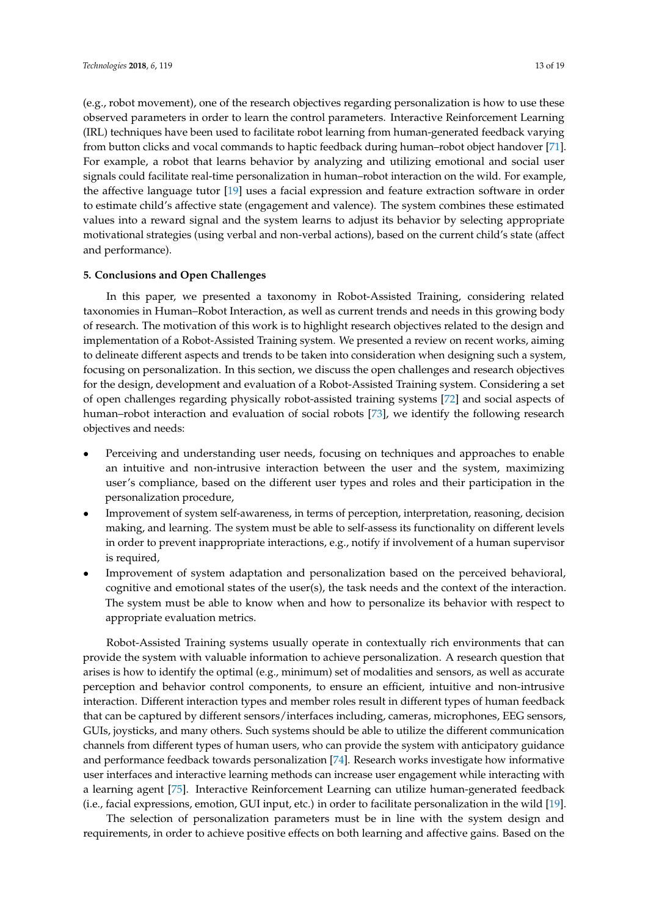(e.g., robot movement), one of the research objectives regarding personalization is how to use these observed parameters in order to learn the control parameters. Interactive Reinforcement Learning (IRL) techniques have been used to facilitate robot learning from human-generated feedback varying from button clicks and vocal commands to haptic feedback during human–robot object handover [71]. For example, a robot that learns behavior by analyzing and utilizing emotional and social user signals could facilitate real-time personalization in human–robot interaction on the wild. For example, the affective language tutor [19] uses a facial expression and feature extraction software in order to estimate child's affective state (engagement and valence). The system combines these estimated values into a reward signal and the system learns to adjust its behavior by selecting appropriate motivational strategies (using verbal and non-verbal actions), based on the current child's state (affect and performance).

## 5. Conclusions and Open Challenges

In this paper, we presented a taxonomy in Robot-Assisted Training, considering related taxonomies in Human–Robot Interaction, as well as current trends and needs in this growing body of research. The motivation of this work is to highlight research objectives related to the design and implementation of a Robot-Assisted Training system. We presented a review on recent works, aiming to delineate different aspects and trends to be taken into consideration when designing such a system, focusing on personalization. In this section, we discuss the open challenges and research objectives for the design, development and evaluation of a Robot-Assisted Training system. Considering a set of open challenges regarding physically robot-assisted training systems [72] and social aspects of human–robot interaction and evaluation of social robots [73], we identify the following research objectives and needs:

- Perceiving and understanding user needs, focusing on techniques and approaches to enable an intuitive and non-intrusive interaction between the user and the system, maximizing user's compliance, based on the different user types and roles and their participation in the personalization procedure,
- Improvement of system self-awareness, in terms of perception, interpretation, reasoning, decision making, and learning. The system must be able to self-assess its functionality on different levels in order to prevent inappropriate interactions, e.g., notify if involvement of a human supervisor is required,
- Improvement of system adaptation and personalization based on the perceived behavioral, cognitive and emotional states of the user(s), the task needs and the context of the interaction. The system must be able to know when and how to personalize its behavior with respect to appropriate evaluation metrics.

Robot-Assisted Training systems usually operate in contextually rich environments that can provide the system with valuable information to achieve personalization. A research question that arises is how to identify the optimal (e.g., minimum) set of modalities and sensors, as well as accurate perception and behavior control components, to ensure an efficient, intuitive and non-intrusive interaction. Different interaction types and member roles result in different types of human feedback that can be captured by different sensors/interfaces including, cameras, microphones, EEG sensors, GUIs, joysticks, and many others. Such systems should be able to utilize the different communication channels from different types of human users, who can provide the system with anticipatory guidance and performance feedback towards personalization [74]. Research works investigate how informative user interfaces and interactive learning methods can increase user engagement while interacting with a learning agent [75]. Interactive Reinforcement Learning can utilize human-generated feedback (i.e., facial expressions, emotion, GUI input, etc.) in order to facilitate personalization in the wild [19].

The selection of personalization parameters must be in line with the system design and requirements, in order to achieve positive effects on both learning and affective gains. Based on the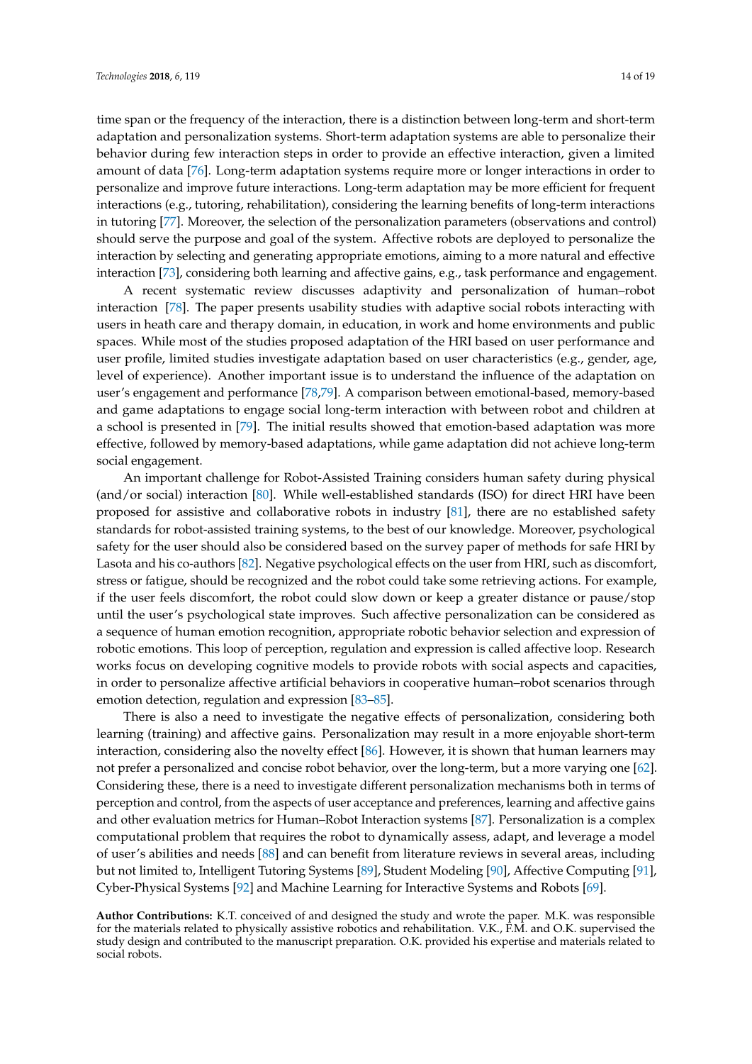time span or the frequency of the interaction, there is a distinction between long-term and short-term adaptation and personalization systems. Short-term adaptation systems are able to personalize their behavior during few interaction steps in order to provide an effective interaction, given a limited amount of data [76]. Long-term adaptation systems require more or longer interactions in order to personalize and improve future interactions. Long-term adaptation may be more efficient for frequent interactions (e.g., tutoring, rehabilitation), considering the learning benefits of long-term interactions in tutoring [77]. Moreover, the selection of the personalization parameters (observations and control) should serve the purpose and goal of the system. Affective robots are deployed to personalize the interaction by selecting and generating appropriate emotions, aiming to a more natural and effective interaction [73], considering both learning and affective gains, e.g., task performance and engagement.

A recent systematic review discusses adaptivity and personalization of human–robot interaction [78]. The paper presents usability studies with adaptive social robots interacting with users in heath care and therapy domain, in education, in work and home environments and public spaces. While most of the studies proposed adaptation of the HRI based on user performance and user profile, limited studies investigate adaptation based on user characteristics (e.g., gender, age, level of experience). Another important issue is to understand the influence of the adaptation on user's engagement and performance [78,79]. A comparison between emotional-based, memory-based and game adaptations to engage social long-term interaction with between robot and children at a school is presented in [79]. The initial results showed that emotion-based adaptation was more effective, followed by memory-based adaptations, while game adaptation did not achieve long-term social engagement.

An important challenge for Robot-Assisted Training considers human safety during physical (and/or social) interaction [80]. While well-established standards (ISO) for direct HRI have been proposed for assistive and collaborative robots in industry [81], there are no established safety standards for robot-assisted training systems, to the best of our knowledge. Moreover, psychological safety for the user should also be considered based on the survey paper of methods for safe HRI by Lasota and his co-authors [82]. Negative psychological effects on the user from HRI, such as discomfort, stress or fatigue, should be recognized and the robot could take some retrieving actions. For example, if the user feels discomfort, the robot could slow down or keep a greater distance or pause/stop until the user's psychological state improves. Such affective personalization can be considered as a sequence of human emotion recognition, appropriate robotic behavior selection and expression of robotic emotions. This loop of perception, regulation and expression is called affective loop. Research works focus on developing cognitive models to provide robots with social aspects and capacities, in order to personalize affective artificial behaviors in cooperative human–robot scenarios through emotion detection, regulation and expression [83–85].

There is also a need to investigate the negative effects of personalization, considering both learning (training) and affective gains. Personalization may result in a more enjoyable short-term interaction, considering also the novelty effect [86]. However, it is shown that human learners may not prefer a personalized and concise robot behavior, over the long-term, but a more varying one [62]. Considering these, there is a need to investigate different personalization mechanisms both in terms of perception and control, from the aspects of user acceptance and preferences, learning and affective gains and other evaluation metrics for Human–Robot Interaction systems [87]. Personalization is a complex computational problem that requires the robot to dynamically assess, adapt, and leverage a model of user's abilities and needs [88] and can benefit from literature reviews in several areas, including but not limited to, Intelligent Tutoring Systems [89], Student Modeling [90], Affective Computing [91], Cyber-Physical Systems [92] and Machine Learning for Interactive Systems and Robots [69].

**Author Contributions:** K.T. conceived of and designed the study and wrote the paper. M.K. was responsible for the materials related to physically assistive robotics and rehabilitation. V.K., F.M. and O.K. supervised the study design and contributed to the manuscript preparation. O.K. provided his expertise and materials related to social robots.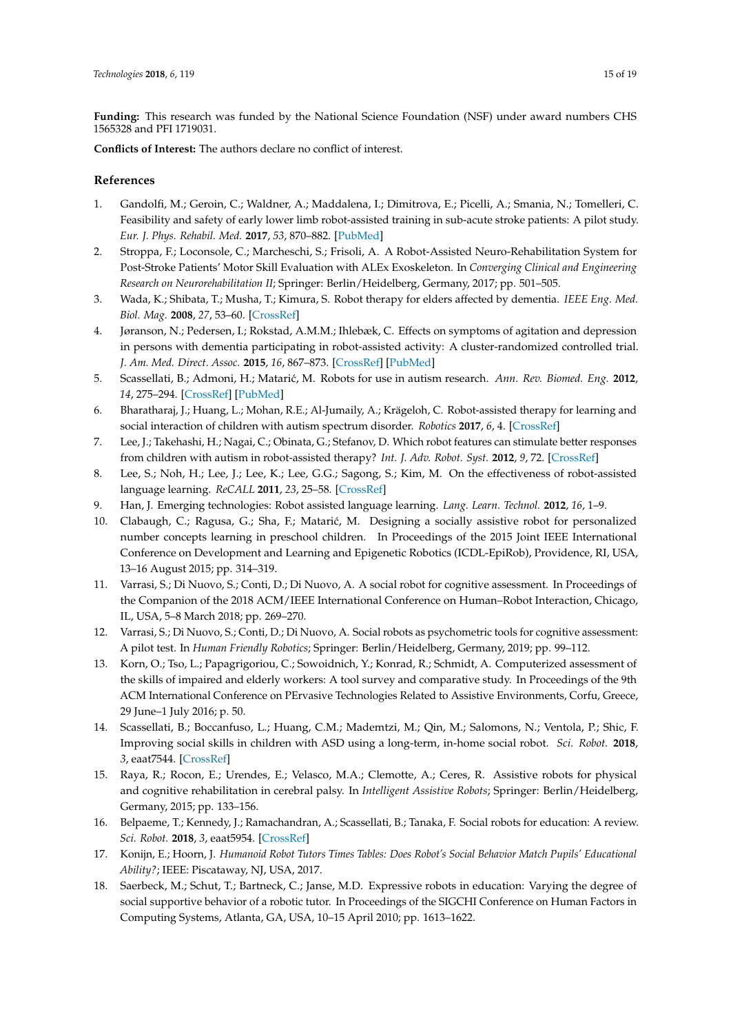**Funding:** This research was funded by the National Science Foundation (NSF) under award numbers CHS 1565328 and PFI 1719031.

**Conflicts of Interest:** The authors declare no conflict of interest.

## References

1. Gandolfi, M.; Geroin, C.; Waldner, A.; Maddalena, I.; Dimitrova, E.; Picelli, A.; Smania, N.; Tomelleri, C. Feasibility and safety of early lower limb robot-assisted training in sub-acute stroke patients: A pilot study. *Eur. J. Phys. Rehabil. Med.* **2017**, *53*, 870–882. [PubMed]
2. Stroppa, F.; Loconsole, C.; Marcheschi, S.; Frisoli, A. A Robot-Assisted Neuro-Rehabilitation System for Post-Stroke Patients' Motor Skill Evaluation with ALEx Exoskeleton. In *Converging Clinical and Engineering Research on Neurorehabilitation II*; Springer: Berlin/Heidelberg, Germany, 2017; pp. 501–505.
3. Wada, K.; Shibata, T.; Musha, T.; Kimura, S. Robot therapy for elders affected by dementia. *IEEE Eng. Med. Biol. Mag.* **2008**, *27*, 53–60. [CrossRef]
4. Jøranson, N.; Pedersen, I.; Rokstad, A.M.M.; Ihlebæk, C. Effects on symptoms of agitation and depression in persons with dementia participating in robot-assisted activity: A cluster-randomized controlled trial. *J. Am. Med. Direct. Assoc.* **2015**, *16*, 867–873. [CrossRef] [PubMed]
5. Scassellati, B.; Admoni, H.; Matarić, M. Robots for use in autism research. *Ann. Rev. Biomed. Eng.* **2012**, *14*, 275–294. [CrossRef] [PubMed]
6. Bharatharaj, J.; Huang, L.; Mohan, R.E.; Al-Jumaily, A.; Krägeloh, C. Robot-assisted therapy for learning and social interaction of children with autism spectrum disorder. *Robotics* **2017**, *6*, 4. [CrossRef]
7. Lee, J.; Takehashi, H.; Nagai, C.; Obinata, G.; Stefanov, D. Which robot features can stimulate better responses from children with autism in robot-assisted therapy? *Int. J. Adv. Robot. Syst.* **2012**, *9*, 72. [CrossRef]
8. Lee, S.; Noh, H.; Lee, J.; Lee, K.; Lee, G.G.; Sagong, S.; Kim, M. On the effectiveness of robot-assisted language learning. *ReCALL* **2011**, *23*, 25–58. [CrossRef]
9. Han, J. Emerging technologies: Robot assisted language learning. *Lang. Learn. Technol.* **2012**, *16*, 1–9.
10. Clabaugh, C.; Ragusa, G.; Sha, F.; Matarić, M. Designing a socially assistive robot for personalized number concepts learning in preschool children. In Proceedings of the 2015 Joint IEEE International Conference on Development and Learning and Epigenetic Robotics (ICDL-EpiRob), Providence, RI, USA, 13–16 August 2015; pp. 314–319.
11. Varrasi, S.; Di Nuovo, S.; Conti, D.; Di Nuovo, A. A social robot for cognitive assessment. In Proceedings of the Companion of the 2018 ACM/IEEE International Conference on Human–Robot Interaction, Chicago, IL, USA, 5–8 March 2018; pp. 269–270.
12. Varrasi, S.; Di Nuovo, S.; Conti, D.; Di Nuovo, A. Social robots as psychometric tools for cognitive assessment: A pilot test. In *Human Friendly Robotics*; Springer: Berlin/Heidelberg, Germany, 2019; pp. 99–112.
13. Korn, O.; Tso, L.; Papagrigoriou, C.; Sowoidnich, Y.; Konrad, R.; Schmidt, A. Computerized assessment of the skills of impaired and elderly workers: A tool survey and comparative study. In Proceedings of the 9th ACM International Conference on PErvasive Technologies Related to Assistive Environments, Corfu, Greece, 29 June–1 July 2016; p. 50.
14. Scassellati, B.; Boccanfuso, L.; Huang, C.M.; Mademtzi, M.; Qin, M.; Salomons, N.; Ventola, P.; Shic, F. Improving social skills in children with ASD using a long-term, in-home social robot. *Sci. Robot.* **2018**, *3*, eaat7544. [CrossRef]
15. Raya, R.; Rocon, E.; Urendes, E.; Velasco, M.A.; Clemotte, A.; Ceres, R. Assistive robots for physical and cognitive rehabilitation in cerebral palsy. In *Intelligent Assistive Robots*; Springer: Berlin/Heidelberg, Germany, 2015; pp. 133–156.
16. Belpaeme, T.; Kennedy, J.; Ramachandran, A.; Scassellati, B.; Tanaka, F. Social robots for education: A review. *Sci. Robot.* **2018**, *3*, eaat5954. [CrossRef]
17. Konijn, E.; Hoorn, J. *Humanoid Robot Tutors Times Tables: Does Robot's Social Behavior Match Pupils' Educational Ability?*; IEEE: Piscataway, NJ, USA, 2017.
18. Saerbeck, M.; Schut, T.; Bartneck, C.; Janse, M.D. Expressive robots in education: Varying the degree of social supportive behavior of a robotic tutor. In Proceedings of the SIGCHI Conference on Human Factors in Computing Systems, Atlanta, GA, USA, 10–15 April 2010; pp. 1613–1622.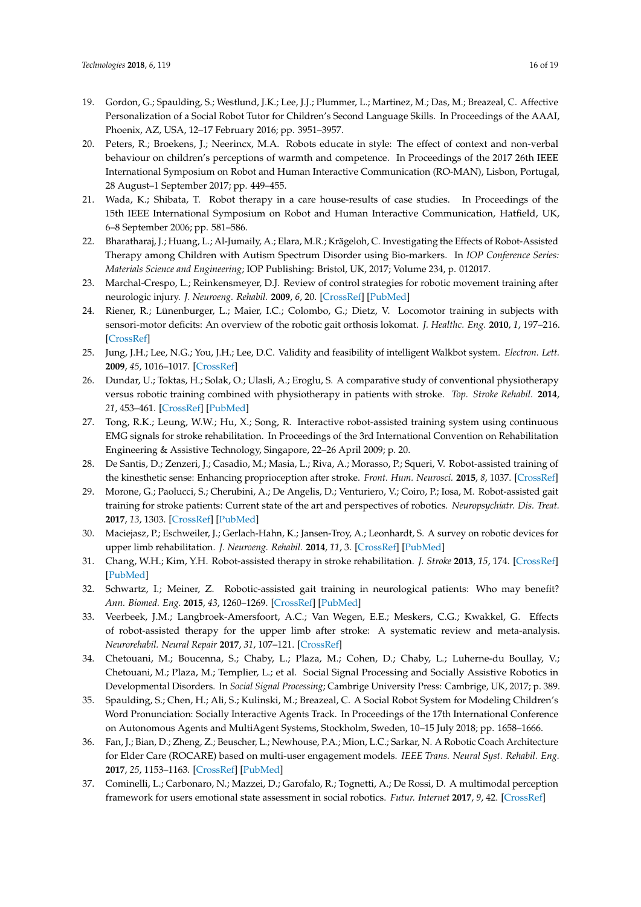19. Gordon, G.; Spaulding, S.; Westlund, J.K.; Lee, J.J.; Plummer, L.; Martinez, M.; Das, M.; Breazeal, C. Affective Personalization of a Social Robot Tutor for Children's Second Language Skills. In Proceedings of the AAAI, Phoenix, AZ, USA, 12–17 February 2016; pp. 3951–3957.
20. Peters, R.; Broekens, J.; Neerincx, M.A. Robots educate in style: The effect of context and non-verbal behaviour on children's perceptions of warmth and competence. In Proceedings of the 2017 26th IEEE International Symposium on Robot and Human Interactive Communication (RO-MAN), Lisbon, Portugal, 28 August–1 September 2017; pp. 449–455.
21. Wada, K.; Shibata, T. Robot therapy in a care house-results of case studies. In Proceedings of the 15th IEEE International Symposium on Robot and Human Interactive Communication, Hatfield, UK, 6–8 September 2006; pp. 581–586.
22. Bharatharaj, J.; Huang, L.; Al-Jumaily, A.; Elara, M.R.; Krägeloh, C. Investigating the Effects of Robot-Assisted Therapy among Children with Autism Spectrum Disorder using Bio-markers. In *IOP Conference Series: Materials Science and Engineering*; IOP Publishing: Bristol, UK, 2017; Volume 234, p. 012017.
23. Marchal-Crespo, L.; Reinkensmeyer, D.J. Review of control strategies for robotic movement training after neurologic injury. *J. Neuroeng. Rehabil.* **2009**, *6*, 20. [CrossRef] [PubMed]
24. Riener, R.; Lünenburger, L.; Maier, I.C.; Colombo, G.; Dietz, V. Locomotor training in subjects with sensori-motor deficits: An overview of the robotic gait orthosis lokomat. *J. Healthc. Eng.* **2010**, *1*, 197–216. [CrossRef]
25. Jung, J.H.; Lee, N.G.; You, J.H.; Lee, D.C. Validity and feasibility of intelligent Walkbot system. *Electron. Lett.* **2009**, *45*, 1016–1017. [CrossRef]
26. Dundar, U.; Toktas, H.; Solak, O.; Ulasli, A.; Eroglu, S. A comparative study of conventional physiotherapy versus robotic training combined with physiotherapy in patients with stroke. *Top. Stroke Rehabil.* **2014**, *21*, 453–461. [CrossRef] [PubMed]
27. Tong, R.K.; Leung, W.W.; Hu, X.; Song, R. Interactive robot-assisted training system using continuous EMG signals for stroke rehabilitation. In Proceedings of the 3rd International Convention on Rehabilitation Engineering & Assistive Technology, Singapore, 22–26 April 2009; p. 20.
28. De Santis, D.; Zenzeri, J.; Casadio, M.; Masia, L.; Riva, A.; Morasso, P.; Squeri, V. Robot-assisted training of the kinesthetic sense: Enhancing proprioception after stroke. *Front. Hum. Neurosci.* **2015**, *8*, 1037. [CrossRef]
29. Morone, G.; Paolucci, S.; Cherubini, A.; De Angelis, D.; Venturiero, V.; Coiro, P.; Iosa, M. Robot-assisted gait training for stroke patients: Current state of the art and perspectives of robotics. *Neuropsychiatr. Dis. Treat.* **2017**, *13*, 1303. [CrossRef] [PubMed]
30. Maciejasz, P.; Eschweiler, J.; Gerlach-Hahn, K.; Jansen-Troy, A.; Leonhardt, S. A survey on robotic devices for upper limb rehabilitation. *J. Neuroeng. Rehabil.* **2014**, *11*, 3. [CrossRef] [PubMed]
31. Chang, W.H.; Kim, Y.H. Robot-assisted therapy in stroke rehabilitation. *J. Stroke* **2013**, *15*, 174. [CrossRef] [PubMed]
32. Schwartz, I.; Meiner, Z. Robotic-assisted gait training in neurological patients: Who may benefit? *Ann. Biomed. Eng.* **2015**, *43*, 1260–1269. [CrossRef] [PubMed]
33. Veerbeek, J.M.; Langbroek-Amersfoort, A.C.; Van Wegen, E.E.; Meskers, C.G.; Kwakkel, G. Effects of robot-assisted therapy for the upper limb after stroke: A systematic review and meta-analysis. *Neurorehabil. Neural Repair* **2017**, *31*, 107–121. [CrossRef]
34. Chetouani, M.; Boucenna, S.; Chaby, L.; Plaza, M.; Cohen, D.; Chaby, L.; Luherne-du Boullay, V.; Chetouani, M.; Plaza, M.; Templier, L.; et al. Social Signal Processing and Socially Assistive Robotics in Developmental Disorders. In *Social Signal Processing*; Cambrige University Press: Cambrige, UK, 2017; p. 389.
35. Spaulding, S.; Chen, H.; Ali, S.; Kulinski, M.; Breazeal, C. A Social Robot System for Modeling Children's Word Pronunciation: Socially Interactive Agents Track. In Proceedings of the 17th International Conference on Autonomous Agents and MultiAgent Systems, Stockholm, Sweden, 10–15 July 2018; pp. 1658–1666.
36. Fan, J.; Bian, D.; Zheng, Z.; Beuscher, L.; Newhouse, P.A.; Mion, L.C.; Sarkar, N. A Robotic Coach Architecture for Elder Care (ROCARE) based on multi-user engagement models. *IEEE Trans. Neural Syst. Rehabil. Eng.* **2017**, *25*, 1153–1163. [CrossRef] [PubMed]
37. Cominelli, L.; Carbonaro, N.; Mazzei, D.; Garofalo, R.; Tognetti, A.; De Rossi, D. A multimodal perception framework for users emotional state assessment in social robotics. *Futur. Internet* **2017**, *9*, 42. [CrossRef]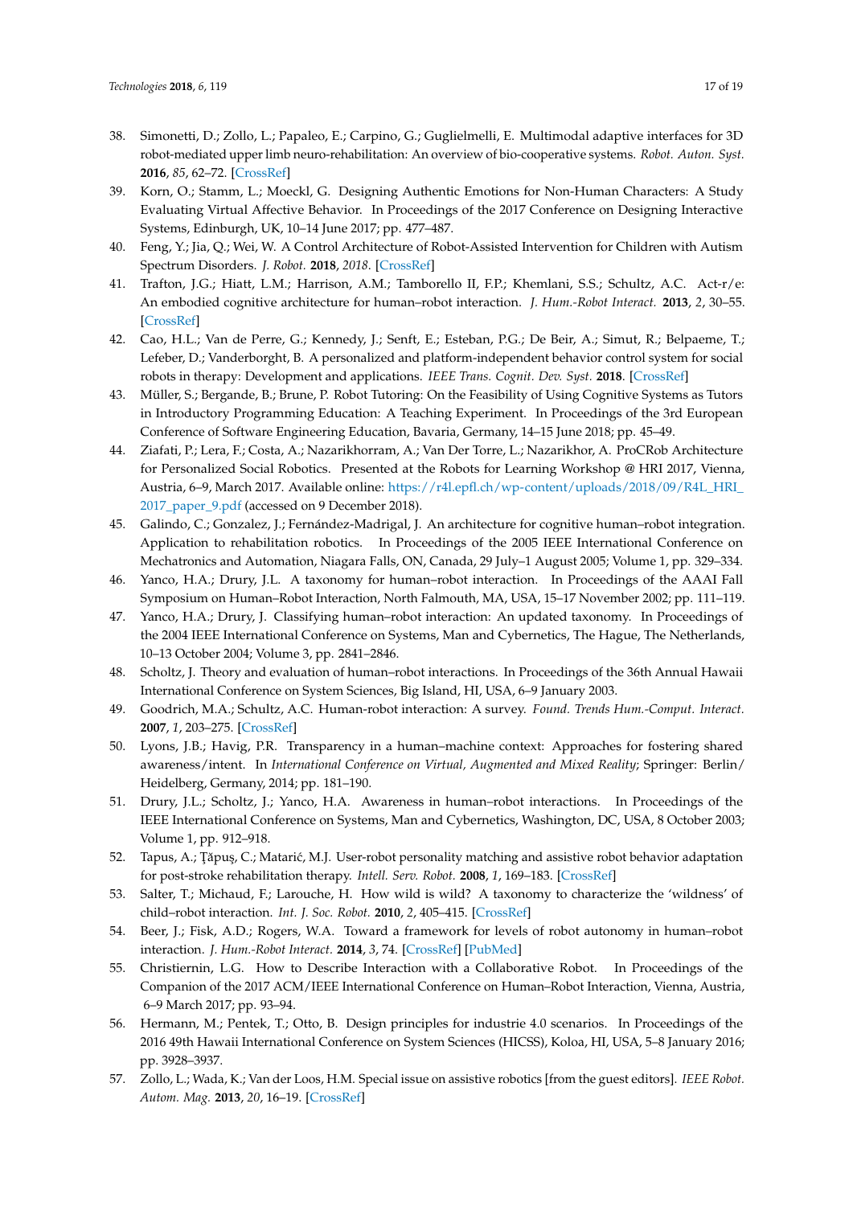38. Simonetti, D.; Zollo, L.; Papaleo, E.; Carpino, G.; Guglielmelli, E. Multimodal adaptive interfaces for 3D robot-mediated upper limb neuro-rehabilitation: An overview of bio-cooperative systems. *Robot. Auton. Syst.* **2016**, *85*, 62–72. [CrossRef]
39. Korn, O.; Stamm, L.; Moeckl, G. Designing Authentic Emotions for Non-Human Characters: A Study Evaluating Virtual Affective Behavior. In Proceedings of the 2017 Conference on Designing Interactive Systems, Edinburgh, UK, 10–14 June 2017; pp. 477–487.
40. Feng, Y.; Jia, Q.; Wei, W. A Control Architecture of Robot-Assisted Intervention for Children with Autism Spectrum Disorders. *J. Robot.* **2018**, *2018*. [CrossRef]
41. Trafton, J.G.; Hiatt, L.M.; Harrison, A.M.; Tamborello II, F.P.; Khemlani, S.S.; Schultz, A.C. Act-r/e: An embodied cognitive architecture for human–robot interaction. *J. Hum.-Robot Interact.* **2013**, *2*, 30–55. [CrossRef]
42. Cao, H.L.; Van de Perre, G.; Kennedy, J.; Senft, E.; Esteban, P.G.; De Beir, A.; Simut, R.; Belpaeme, T.; Lefeber, D.; Vanderborght, B. A personalized and platform-independent behavior control system for social robots in therapy: Development and applications. *IEEE Trans. Cognit. Dev. Syst.* **2018**. [CrossRef]
43. Müller, S.; Bergande, B.; Brune, P. Robot Tutoring: On the Feasibility of Using Cognitive Systems as Tutors in Introductory Programming Education: A Teaching Experiment. In Proceedings of the 3rd European Conference of Software Engineering Education, Bavaria, Germany, 14–15 June 2018; pp. 45–49.
44. Ziafati, P.; Lera, F.; Costa, A.; Nazarikhorram, A.; Van Der Torre, L.; Nazarikhor, A. ProCRob Architecture for Personalized Social Robotics. Presented at the Robots for Learning Workshop @ HRI 2017, Vienna, Austria, 6–9, March 2017. Available online: https://r4l.epfl.ch/wp-content/uploads/2018/09/R4L_HRI_2017_paper_9.pdf (accessed on 9 December 2018).
45. Galindo, C.; Gonzalez, J.; Fernández-Madrigal, J. An architecture for cognitive human–robot integration. Application to rehabilitation robotics. In Proceedings of the 2005 IEEE International Conference on Mechatronics and Automation, Niagara Falls, ON, Canada, 29 July–1 August 2005; Volume 1, pp. 329–334.
46. Yanco, H.A.; Drury, J.L. A taxonomy for human–robot interaction. In Proceedings of the AAAI Fall Symposium on Human–Robot Interaction, North Falmouth, MA, USA, 15–17 November 2002; pp. 111–119.
47. Yanco, H.A.; Drury, J. Classifying human–robot interaction: An updated taxonomy. In Proceedings of the 2004 IEEE International Conference on Systems, Man and Cybernetics, The Hague, The Netherlands, 10–13 October 2004; Volume 3, pp. 2841–2846.
48. Scholtz, J. Theory and evaluation of human–robot interactions. In Proceedings of the 36th Annual Hawaii International Conference on System Sciences, Big Island, HI, USA, 6–9 January 2003.
49. Goodrich, M.A.; Schultz, A.C. Human-robot interaction: A survey. *Found. Trends Hum.-Comput. Interact.* **2007**, *1*, 203–275. [CrossRef]
50. Lyons, J.B.; Havig, P.R. Transparency in a human–machine context: Approaches for fostering shared awareness/intent. In *International Conference on Virtual, Augmented and Mixed Reality*; Springer: Berlin/Heidelberg, Germany, 2014; pp. 181–190.
51. Drury, J.L.; Scholtz, J.; Yanco, H.A. Awareness in human–robot interactions. In Proceedings of the IEEE International Conference on Systems, Man and Cybernetics, Washington, DC, USA, 8 October 2003; Volume 1, pp. 912–918.
52. Tapus, A.; Ţăpuş, C.; Matarić, M.J. User-robot personality matching and assistive robot behavior adaptation for post-stroke rehabilitation therapy. *Intell. Serv. Robot.* **2008**, *1*, 169–183. [CrossRef]
53. Salter, T.; Michaud, F.; Larouche, H. How wild is wild? A taxonomy to characterize the 'wildness' of child–robot interaction. *Int. J. Soc. Robot.* **2010**, *2*, 405–415. [CrossRef]
54. Beer, J.; Fisk, A.D.; Rogers, W.A. Toward a framework for levels of robot autonomy in human–robot interaction. *J. Hum.-Robot Interact.* **2014**, *3*, 74. [CrossRef] [PubMed]
55. Christiernin, L.G. How to Describe Interaction with a Collaborative Robot. In Proceedings of the Companion of the 2017 ACM/IEEE International Conference on Human–Robot Interaction, Vienna, Austria, 6–9 March 2017; pp. 93–94.
56. Hermann, M.; Pentek, T.; Otto, B. Design principles for industrie 4.0 scenarios. In Proceedings of the 2016 49th Hawaii International Conference on System Sciences (HICSS), Koloa, HI, USA, 5–8 January 2016; pp. 3928–3937.
57. Zollo, L.; Wada, K.; Van der Loos, H.M. Special issue on assistive robotics [from the guest editors]. *IEEE Robot. Autom. Mag.* **2013**, *20*, 16–19. [CrossRef]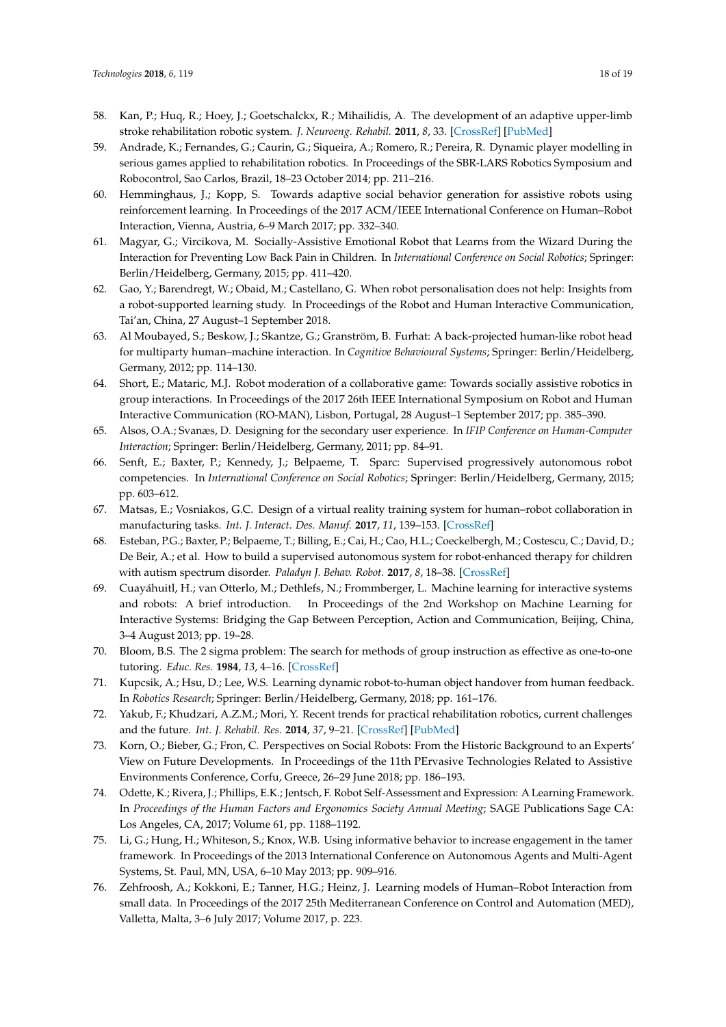58. Kan, P.; Huq, R.; Hoey, J.; Goetschalckx, R.; Mihailidis, A. The development of an adaptive upper-limb stroke rehabilitation robotic system. *J. Neuroeng. Rehabil.* **2011**, *8*, 33. [CrossRef] [PubMed]
59. Andrade, K.; Fernandes, G.; Caurin, G.; Siqueira, A.; Romero, R.; Pereira, R. Dynamic player modelling in serious games applied to rehabilitation robotics. In Proceedings of the SBR-LARS Robotics Symposium and Robocontrol, Sao Carlos, Brazil, 18–23 October 2014; pp. 211–216.
60. Hemminghaus, J.; Kopp, S. Towards adaptive social behavior generation for assistive robots using reinforcement learning. In Proceedings of the 2017 ACM/IEEE International Conference on Human–Robot Interaction, Vienna, Austria, 6–9 March 2017; pp. 332–340.
61. Magyar, G.; Vircikova, M. Socially-Assistive Emotional Robot that Learns from the Wizard During the Interaction for Preventing Low Back Pain in Children. In *International Conference on Social Robotics*; Springer: Berlin/Heidelberg, Germany, 2015; pp. 411–420.
62. Gao, Y.; Barendregt, W.; Obaid, M.; Castellano, G. When robot personalisation does not help: Insights from a robot-supported learning study. In Proceedings of the Robot and Human Interactive Communication, Tai'an, China, 27 August–1 September 2018.
63. Al Moubayed, S.; Beskow, J.; Skantze, G.; Granström, B. Furhat: A back-projected human-like robot head for multiparty human–machine interaction. In *Cognitive Behavioural Systems*; Springer: Berlin/Heidelberg, Germany, 2012; pp. 114–130.
64. Short, E.; Mataric, M.J. Robot moderation of a collaborative game: Towards socially assistive robotics in group interactions. In Proceedings of the 2017 26th IEEE International Symposium on Robot and Human Interactive Communication (RO-MAN), Lisbon, Portugal, 28 August–1 September 2017; pp. 385–390.
65. Alsos, O.A.; Svanæs, D. Designing for the secondary user experience. In *IFIP Conference on Human-Computer Interaction*; Springer: Berlin/Heidelberg, Germany, 2011; pp. 84–91.
66. Senft, E.; Baxter, P.; Kennedy, J.; Belpaeme, T. Sparc: Supervised progressively autonomous robot competencies. In *International Conference on Social Robotics*; Springer: Berlin/Heidelberg, Germany, 2015; pp. 603–612.
67. Matsas, E.; Vosniakos, G.C. Design of a virtual reality training system for human–robot collaboration in manufacturing tasks. *Int. J. Interact. Des. Manuf.* **2017**, *11*, 139–153. [CrossRef]
68. Esteban, P.G.; Baxter, P.; Belpaeme, T.; Billing, E.; Cai, H.; Cao, H.L.; Coeckelbergh, M.; Costescu, C.; David, D.; De Beir, A.; et al. How to build a supervised autonomous system for robot-enhanced therapy for children with autism spectrum disorder. *Paladyn J. Behav. Robot.* **2017**, *8*, 18–38. [CrossRef]
69. Cuayáhuitl, H.; van Otterlo, M.; Dethlefs, N.; Frommberger, L. Machine learning for interactive systems and robots: A brief introduction. In Proceedings of the 2nd Workshop on Machine Learning for Interactive Systems: Bridging the Gap Between Perception, Action and Communication, Beijing, China, 3–4 August 2013; pp. 19–28.
70. Bloom, B.S. The 2 sigma problem: The search for methods of group instruction as effective as one-to-one tutoring. *Educ. Res.* **1984**, *13*, 4–16. [CrossRef]
71. Kupcsik, A.; Hsu, D.; Lee, W.S. Learning dynamic robot-to-human object handover from human feedback. In *Robotics Research*; Springer: Berlin/Heidelberg, Germany, 2018; pp. 161–176.
72. Yakub, F.; Khudzari, A.Z.M.; Mori, Y. Recent trends for practical rehabilitation robotics, current challenges and the future. *Int. J. Rehabil. Res.* **2014**, *37*, 9–21. [CrossRef] [PubMed]
73. Korn, O.; Bieber, G.; Fron, C. Perspectives on Social Robots: From the Historic Background to an Experts' View on Future Developments. In Proceedings of the 11th PErvasive Technologies Related to Assistive Environments Conference, Corfu, Greece, 26–29 June 2018; pp. 186–193.
74. Odette, K.; Rivera, J.; Phillips, E.K.; Jentsch, F. Robot Self-Assessment and Expression: A Learning Framework. In *Proceedings of the Human Factors and Ergonomics Society Annual Meeting*; SAGE Publications Sage CA: Los Angeles, CA, 2017; Volume 61, pp. 1188–1192.
75. Li, G.; Hung, H.; Whiteson, S.; Knox, W.B. Using informative behavior to increase engagement in the tamer framework. In Proceedings of the 2013 International Conference on Autonomous Agents and Multi-Agent Systems, St. Paul, MN, USA, 6–10 May 2013; pp. 909–916.
76. Zehfroosh, A.; Kokkoni, E.; Tanner, H.G.; Heinz, J. Learning models of Human–Robot Interaction from small data. In Proceedings of the 2017 25th Mediterranean Conference on Control and Automation (MED), Valletta, Malta, 3–6 July 2017; Volume 2017, p. 223.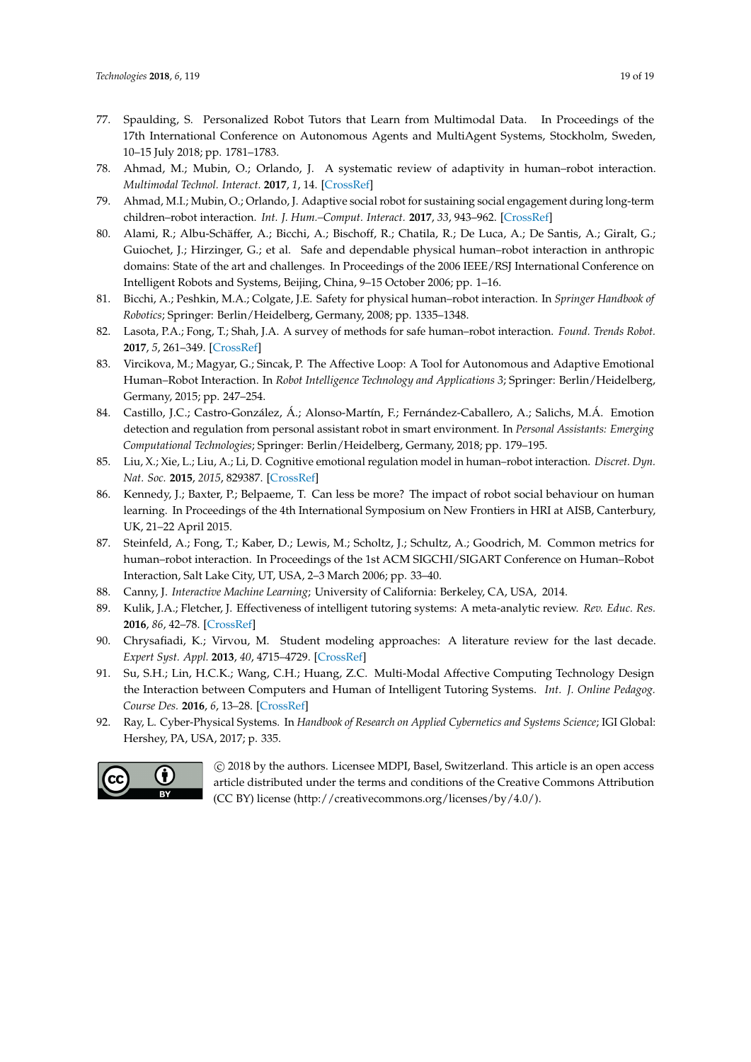77. Spaulding, S. Personalized Robot Tutors that Learn from Multimodal Data. In Proceedings of the 17th International Conference on Autonomous Agents and MultiAgent Systems, Stockholm, Sweden, 10–15 July 2018; pp. 1781–1783.
78. Ahmad, M.; Mubin, O.; Orlando, J. A systematic review of adaptivity in human–robot interaction. *Multimodal Technol. Interact.* **2017**, *1*, 14. [CrossRef]
79. Ahmad, M.I.; Mubin, O.; Orlando, J. Adaptive social robot for sustaining social engagement during long-term children–robot interaction. *Int. J. Hum.–Comput. Interact.* **2017**, *33*, 943–962. [CrossRef]
80. Alami, R.; Albu-Schäffer, A.; Bicchi, A.; Bischoff, R.; Chatila, R.; De Luca, A.; De Santis, A.; Giralt, G.; Guiochet, J.; Hirzinger, G.; et al. Safe and dependable physical human–robot interaction in anthropic domains: State of the art and challenges. In Proceedings of the 2006 IEEE/RSJ International Conference on Intelligent Robots and Systems, Beijing, China, 9–15 October 2006; pp. 1–16.
81. Bicchi, A.; Peshkin, M.A.; Colgate, J.E. Safety for physical human–robot interaction. In *Springer Handbook of Robotics*; Springer: Berlin/Heidelberg, Germany, 2008; pp. 1335–1348.
82. Lasota, P.A.; Fong, T.; Shah, J.A. A survey of methods for safe human–robot interaction. *Found. Trends Robot.* **2017**, *5*, 261–349. [CrossRef]
83. Vircikova, M.; Magyar, G.; Sincak, P. The Affective Loop: A Tool for Autonomous and Adaptive Emotional Human–Robot Interaction. In *Robot Intelligence Technology and Applications 3*; Springer: Berlin/Heidelberg, Germany, 2015; pp. 247–254.
84. Castillo, J.C.; Castro-González, Á.; Alonso-Martín, F.; Fernández-Caballero, A.; Salichs, M.Á. Emotion detection and regulation from personal assistant robot in smart environment. In *Personal Assistants: Emerging Computational Technologies*; Springer: Berlin/Heidelberg, Germany, 2018; pp. 179–195.
85. Liu, X.; Xie, L.; Liu, A.; Li, D. Cognitive emotional regulation model in human–robot interaction. *Discret. Dyn. Nat. Soc.* **2015**, *2015*, 829387. [CrossRef]
86. Kennedy, J.; Baxter, P.; Belpaeme, T. Can less be more? The impact of robot social behaviour on human learning. In Proceedings of the 4th International Symposium on New Frontiers in HRI at AISB, Canterbury, UK, 21–22 April 2015.
87. Steinfeld, A.; Fong, T.; Kaber, D.; Lewis, M.; Scholtz, J.; Schultz, A.; Goodrich, M. Common metrics for human–robot interaction. In Proceedings of the 1st ACM SIGCHI/SIGART Conference on Human–Robot Interaction, Salt Lake City, UT, USA, 2–3 March 2006; pp. 33–40.
88. Canny, J. *Interactive Machine Learning*; University of California: Berkeley, CA, USA, 2014.
89. Kulik, J.A.; Fletcher, J. Effectiveness of intelligent tutoring systems: A meta-analytic review. *Rev. Educ. Res.* **2016**, *86*, 42–78. [CrossRef]
90. Chrysafiadi, K.; Virvou, M. Student modeling approaches: A literature review for the last decade. *Expert Syst. Appl.* **2013**, *40*, 4715–4729. [CrossRef]
91. Su, S.H.; Lin, H.C.K.; Wang, C.H.; Huang, Z.C. Multi-Modal Affective Computing Technology Design the Interaction between Computers and Human of Intelligent Tutoring Systems. *Int. J. Online Pedagog. Course Des.* **2016**, *6*, 13–28. [CrossRef]
92. Ray, L. Cyber-Physical Systems. In *Handbook of Research on Applied Cybernetics and Systems Science*; IGI Global: Hershey, PA, USA, 2017; p. 335.

© 2018 by the authors. Licensee MDPI, Basel, Switzerland. This article is an open access article distributed under the terms and conditions of the Creative Commons Attribution (CC BY) license (http://creativecommons.org/licenses/by/4.0/).